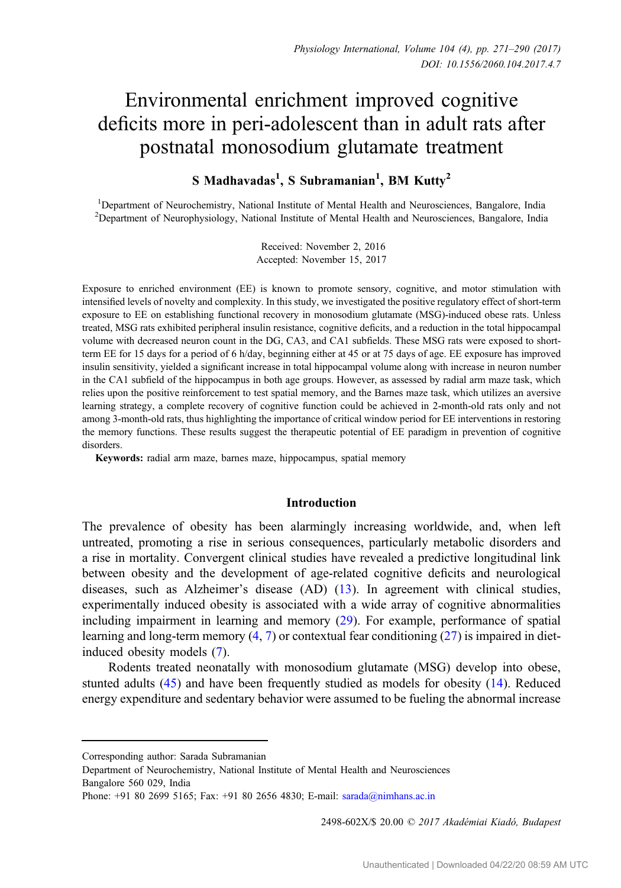# Environmental enrichment improved cognitive deficits more in peri-adolescent than in adult rats after postnatal monosodium glutamate treatment

**S Madhavadas[1], S Subramanian[1], BM Kutty[2]**

[1]Department of Neurochemistry, National Institute of Mental Health and Neurosciences, Bangalore, India
[2]Department of Neurophysiology, National Institute of Mental Health and Neurosciences, Bangalore, India

Received: November 2, 2016
Accepted: November 15, 2017

Exposure to enriched environment (EE) is known to promote sensory, cognitive, and motor stimulation with intensified levels of novelty and complexity. In this study, we investigated the positive regulatory effect of short-term exposure to EE on establishing functional recovery in monosodium glutamate (MSG)-induced obese rats. Unless treated, MSG rats exhibited peripheral insulin resistance, cognitive deficits, and a reduction in the total hippocampal volume with decreased neuron count in the DG, CA3, and CA1 subfields. These MSG rats were exposed to short-term EE for 15 days for a period of 6 h/day, beginning either at 45 or at 75 days of age. EE exposure has improved insulin sensitivity, yielded a significant increase in total hippocampal volume along with increase in neuron number in the CA1 subfield of the hippocampus in both age groups. However, as assessed by radial arm maze task, which relies upon the positive reinforcement to test spatial memory, and the Barnes maze task, which utilizes an aversive learning strategy, a complete recovery of cognitive function could be achieved in 2-month-old rats only and not among 3-month-old rats, thus highlighting the importance of critical window period for EE interventions in restoring the memory functions. These results suggest the therapeutic potential of EE paradigm in prevention of cognitive disorders.

**Keywords:** radial arm maze, barnes maze, hippocampus, spatial memory

## Introduction

The prevalence of obesity has been alarmingly increasing worldwide, and, when left untreated, promoting a rise in serious consequences, particularly metabolic disorders and a rise in mortality. Convergent clinical studies have revealed a predictive longitudinal link between obesity and the development of age-related cognitive deficits and neurological diseases, such as Alzheimer's disease (AD) (13). In agreement with clinical studies, experimentally induced obesity is associated with a wide array of cognitive abnormalities including impairment in learning and memory (29). For example, performance of spatial learning and long-term memory (4, 7) or contextual fear conditioning (27) is impaired in diet-induced obesity models (7).

Rodents treated neonatally with monosodium glutamate (MSG) develop into obese, stunted adults (45) and have been frequently studied as models for obesity (14). Reduced energy expenditure and sedentary behavior were assumed to be fueling the abnormal increase

Corresponding author: Sarada Subramanian
Department of Neurochemistry, National Institute of Mental Health and Neurosciences
Bangalore 560 029, India
Phone: +91 80 2699 5165; Fax: +91 80 2656 4830; E-mail: sarada@nimhans.ac.in

2498-602X/$ 20.00 © 2017 Akadémiai Kiadó, Budapest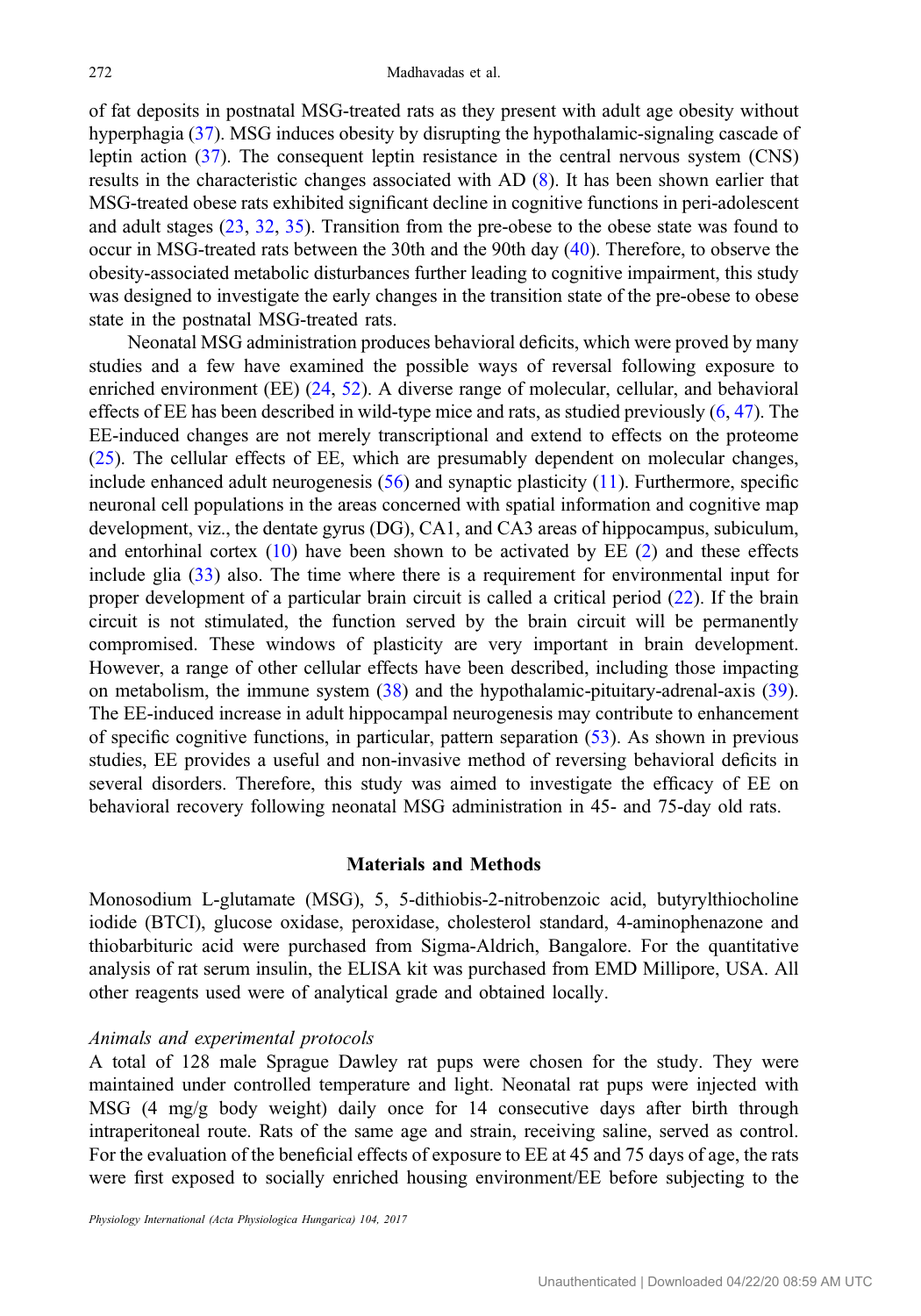of fat deposits in postnatal MSG-treated rats as they present with adult age obesity without hyperphagia (37). MSG induces obesity by disrupting the hypothalamic-signaling cascade of leptin action (37). The consequent leptin resistance in the central nervous system (CNS) results in the characteristic changes associated with AD (8). It has been shown earlier that MSG-treated obese rats exhibited significant decline in cognitive functions in peri-adolescent and adult stages (23, 32, 35). Transition from the pre-obese to the obese state was found to occur in MSG-treated rats between the 30th and the 90th day (40). Therefore, to observe the obesity-associated metabolic disturbances further leading to cognitive impairment, this study was designed to investigate the early changes in the transition state of the pre-obese to obese state in the postnatal MSG-treated rats.

Neonatal MSG administration produces behavioral deficits, which were proved by many studies and a few have examined the possible ways of reversal following exposure to enriched environment (EE) (24, 52). A diverse range of molecular, cellular, and behavioral effects of EE has been described in wild-type mice and rats, as studied previously (6, 47). The EE-induced changes are not merely transcriptional and extend to effects on the proteome (25). The cellular effects of EE, which are presumably dependent on molecular changes, include enhanced adult neurogenesis (56) and synaptic plasticity (11). Furthermore, specific neuronal cell populations in the areas concerned with spatial information and cognitive map development, viz., the dentate gyrus (DG), CA1, and CA3 areas of hippocampus, subiculum, and entorhinal cortex (10) have been shown to be activated by EE (2) and these effects include glia (33) also. The time where there is a requirement for environmental input for proper development of a particular brain circuit is called a critical period (22). If the brain circuit is not stimulated, the function served by the brain circuit will be permanently compromised. These windows of plasticity are very important in brain development. However, a range of other cellular effects have been described, including those impacting on metabolism, the immune system (38) and the hypothalamic-pituitary-adrenal-axis (39). The EE-induced increase in adult hippocampal neurogenesis may contribute to enhancement of specific cognitive functions, in particular, pattern separation (53). As shown in previous studies, EE provides a useful and non-invasive method of reversing behavioral deficits in several disorders. Therefore, this study was aimed to investigate the efficacy of EE on behavioral recovery following neonatal MSG administration in 45- and 75-day old rats.

## Materials and Methods

Monosodium L-glutamate (MSG), 5, 5-dithiobis-2-nitrobenzoic acid, butyrylthiocholine iodide (BTCI), glucose oxidase, peroxidase, cholesterol standard, 4-aminophenazone and thiobarbituric acid were purchased from Sigma-Aldrich, Bangalore. For the quantitative analysis of rat serum insulin, the ELISA kit was purchased from EMD Millipore, USA. All other reagents used were of analytical grade and obtained locally.

### *Animals and experimental protocols*

A total of 128 male Sprague Dawley rat pups were chosen for the study. They were maintained under controlled temperature and light. Neonatal rat pups were injected with MSG (4 mg/g body weight) daily once for 14 consecutive days after birth through intraperitoneal route. Rats of the same age and strain, receiving saline, served as control. For the evaluation of the beneficial effects of exposure to EE at 45 and 75 days of age, the rats were first exposed to socially enriched housing environment/EE before subjecting to the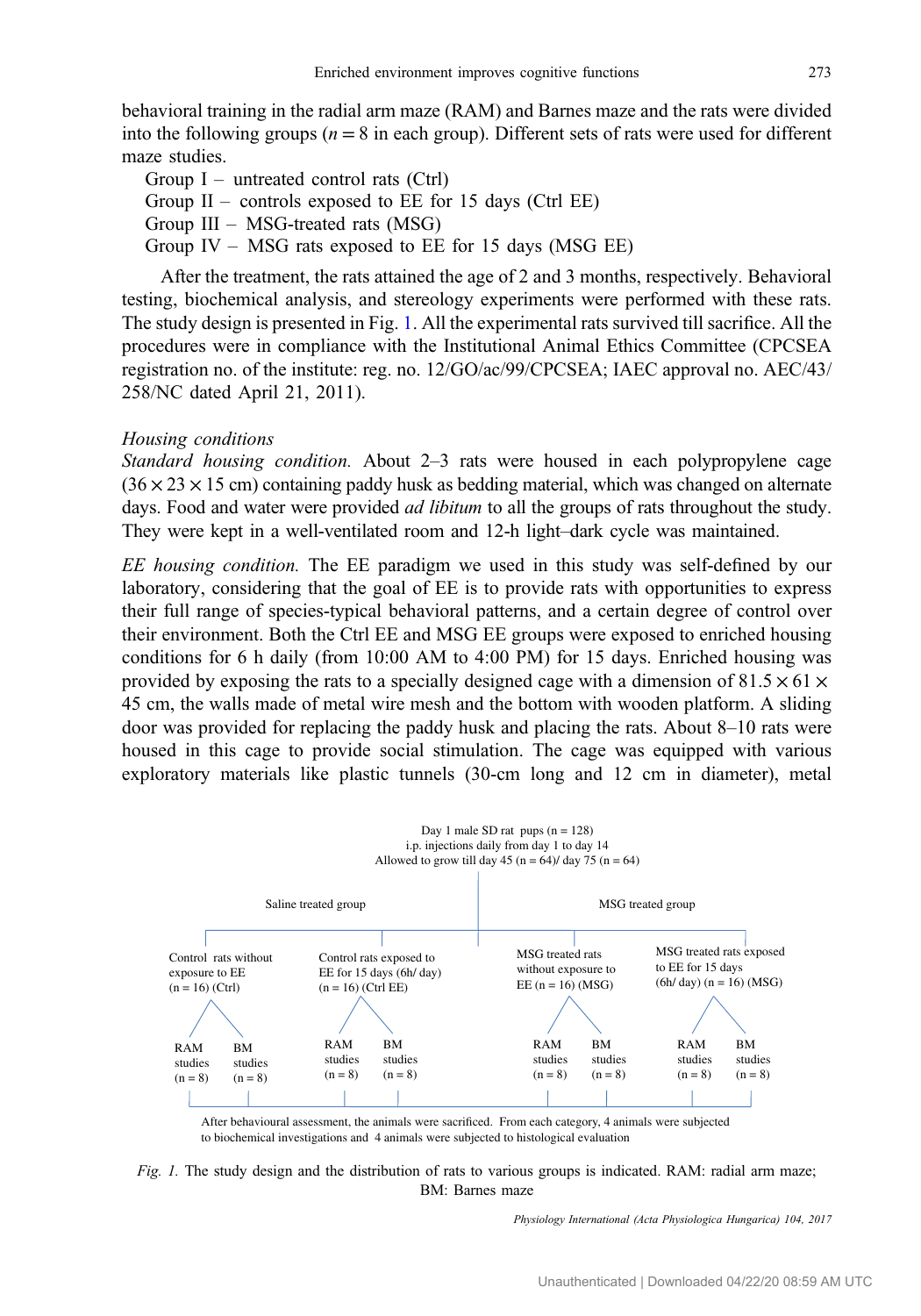behavioral training in the radial arm maze (RAM) and Barnes maze and the rats were divided into the following groups ($n = 8$ in each group). Different sets of rats were used for different maze studies.

Group I – untreated control rats (Ctrl)
Group II – controls exposed to EE for 15 days (Ctrl EE)
Group III – MSG-treated rats (MSG)
Group IV – MSG rats exposed to EE for 15 days (MSG EE)

After the treatment, the rats attained the age of 2 and 3 months, respectively. Behavioral testing, biochemical analysis, and stereology experiments were performed with these rats. The study design is presented in Fig. 1. All the experimental rats survived till sacrifice. All the procedures were in compliance with the Institutional Animal Ethics Committee (CPCSEA registration no. of the institute: reg. no. 12/GO/ac/99/CPCSEA; IAEC approval no. AEC/43/258/NC dated April 21, 2011).

*Housing conditions*

*Standard housing condition.* About 2–3 rats were housed in each polypropylene cage (36 × 23 × 15 cm) containing paddy husk as bedding material, which was changed on alternate days. Food and water were provided *ad libitum* to all the groups of rats throughout the study. They were kept in a well-ventilated room and 12-h light–dark cycle was maintained.

*EE housing condition.* The EE paradigm we used in this study was self-defined by our laboratory, considering that the goal of EE is to provide rats with opportunities to express their full range of species-typical behavioral patterns, and a certain degree of control over their environment. Both the Ctrl EE and MSG EE groups were exposed to enriched housing conditions for 6 h daily (from 10:00 AM to 4:00 PM) for 15 days. Enriched housing was provided by exposing the rats to a specially designed cage with a dimension of 81.5 × 61 × 45 cm, the walls made of metal wire mesh and the bottom with wooden platform. A sliding door was provided for replacing the paddy husk and placing the rats. About 8–10 rats were housed in this cage to provide social stimulation. The cage was equipped with various exploratory materials like plastic tunnels (30-cm long and 12 cm in diameter), metal

Day 1 male SD rat pups (n = 128)
i.p. injections daily from day 1 to day 14
Allowed to grow till day 45 (n = 64)/ day 75 (n = 64)

Saline treated group | MSG treated group

- Control rats without exposure to EE (n = 16) (Ctrl): RAM studies (n = 8); BM studies (n = 8)
- Control rats exposed to EE for 15 days (6h/ day) (n = 16) (Ctrl EE): RAM studies (n = 8); BM studies (n = 8)
- MSG treated rats without exposure to EE (n = 16) (MSG): RAM studies (n = 8); BM studies (n = 8)
- MSG treated rats exposed to EE for 15 days (6h/ day) (n = 16) (MSG): RAM studies (n = 8); BM studies (n = 8)

After behavioural assessment, the animals were sacrificed. From each category, 4 animals were subjected to biochemical investigations and 4 animals were subjected to histological evaluation

*Fig. 1.* The study design and the distribution of rats to various groups is indicated. RAM: radial arm maze; BM: Barnes maze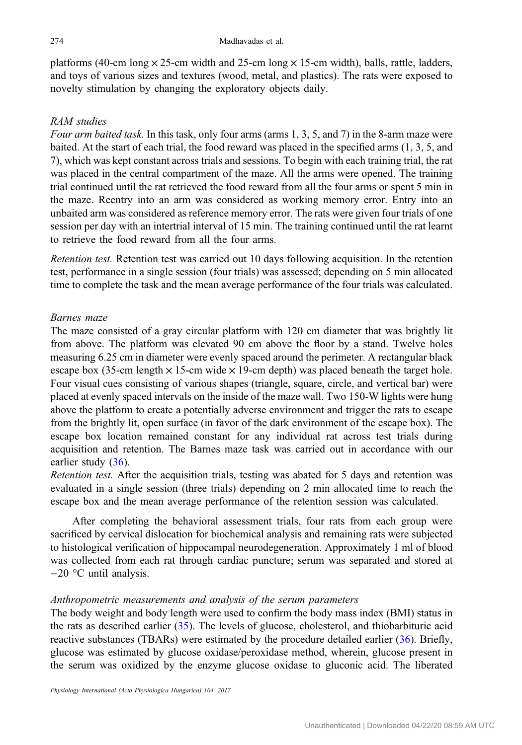platforms (40-cm long × 25-cm width and 25-cm long × 15-cm width), balls, rattle, ladders, and toys of various sizes and textures (wood, metal, and plastics). The rats were exposed to novelty stimulation by changing the exploratory objects daily.

### *RAM studies*

*Four arm baited task.* In this task, only four arms (arms 1, 3, 5, and 7) in the 8-arm maze were baited. At the start of each trial, the food reward was placed in the specified arms (1, 3, 5, and 7), which was kept constant across trials and sessions. To begin with each training trial, the rat was placed in the central compartment of the maze. All the arms were opened. The training trial continued until the rat retrieved the food reward from all the four arms or spent 5 min in the maze. Reentry into an arm was considered as working memory error. Entry into an unbaited arm was considered as reference memory error. The rats were given four trials of one session per day with an intertrial interval of 15 min. The training continued until the rat learnt to retrieve the food reward from all the four arms.

*Retention test.* Retention test was carried out 10 days following acquisition. In the retention test, performance in a single session (four trials) was assessed; depending on 5 min allocated time to complete the task and the mean average performance of the four trials was calculated.

### *Barnes maze*

The maze consisted of a gray circular platform with 120 cm diameter that was brightly lit from above. The platform was elevated 90 cm above the floor by a stand. Twelve holes measuring 6.25 cm in diameter were evenly spaced around the perimeter. A rectangular black escape box (35-cm length × 15-cm wide × 19-cm depth) was placed beneath the target hole. Four visual cues consisting of various shapes (triangle, square, circle, and vertical bar) were placed at evenly spaced intervals on the inside of the maze wall. Two 150-W lights were hung above the platform to create a potentially adverse environment and trigger the rats to escape from the brightly lit, open surface (in favor of the dark environment of the escape box). The escape box location remained constant for any individual rat across test trials during acquisition and retention. The Barnes maze task was carried out in accordance with our earlier study (36).

*Retention test.* After the acquisition trials, testing was abated for 5 days and retention was evaluated in a single session (three trials) depending on 2 min allocated time to reach the escape box and the mean average performance of the retention session was calculated.

After completing the behavioral assessment trials, four rats from each group were sacrificed by cervical dislocation for biochemical analysis and remaining rats were subjected to histological verification of hippocampal neurodegeneration. Approximately 1 ml of blood was collected from each rat through cardiac puncture; serum was separated and stored at −20 °C until analysis.

### *Anthropometric measurements and analysis of the serum parameters*

The body weight and body length were used to confirm the body mass index (BMI) status in the rats as described earlier (35). The levels of glucose, cholesterol, and thiobarbituric acid reactive substances (TBARs) were estimated by the procedure detailed earlier (36). Briefly, glucose was estimated by glucose oxidase/peroxidase method, wherein, glucose present in the serum was oxidized by the enzyme glucose oxidase to gluconic acid. The liberated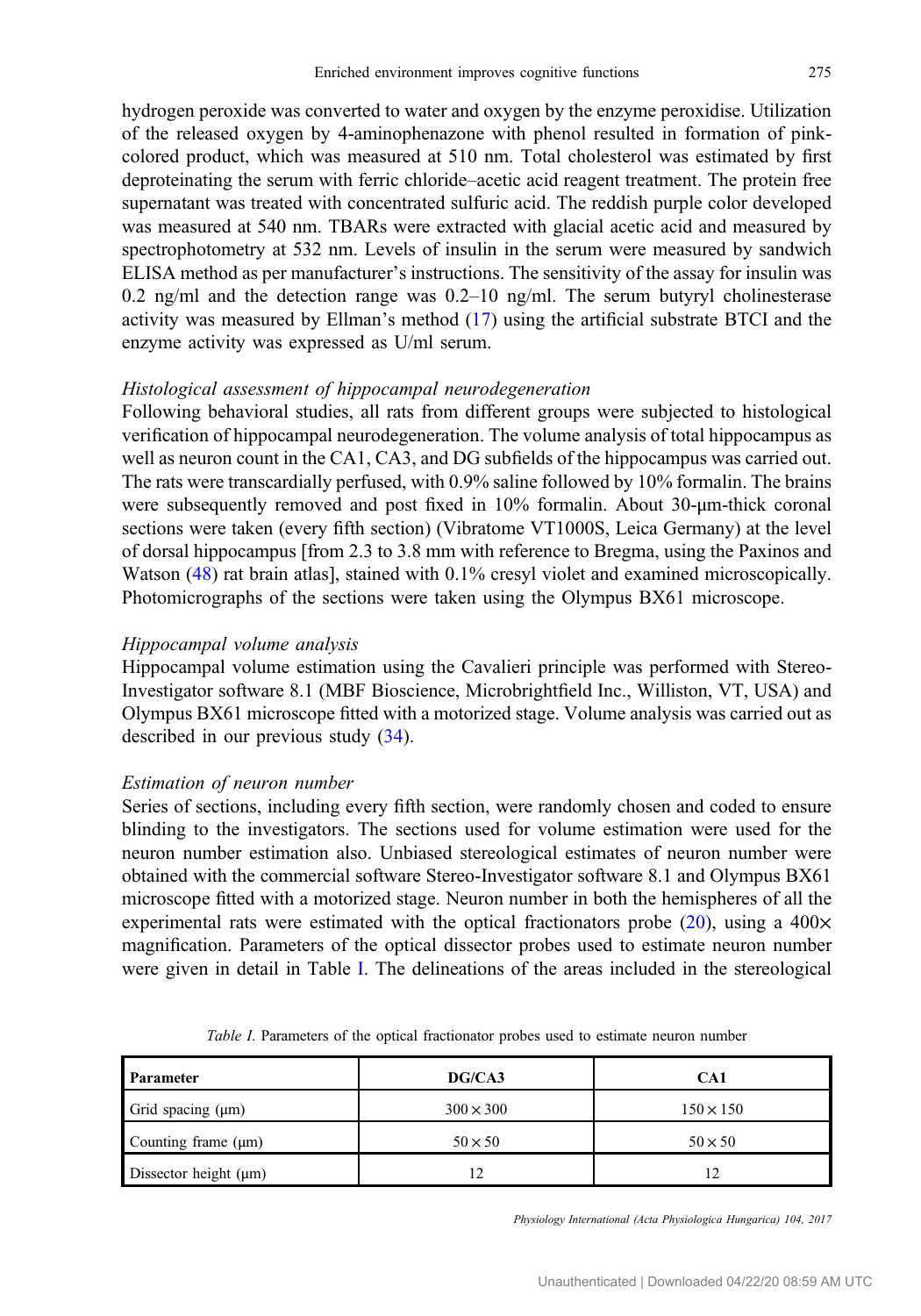hydrogen peroxide was converted to water and oxygen by the enzyme peroxidise. Utilization of the released oxygen by 4-aminophenazone with phenol resulted in formation of pink-colored product, which was measured at 510 nm. Total cholesterol was estimated by first deproteinating the serum with ferric chloride–acetic acid reagent treatment. The protein free supernatant was treated with concentrated sulfuric acid. The reddish purple color developed was measured at 540 nm. TBARs were extracted with glacial acetic acid and measured by spectrophotometry at 532 nm. Levels of insulin in the serum were measured by sandwich ELISA method as per manufacturer's instructions. The sensitivity of the assay for insulin was 0.2 ng/ml and the detection range was 0.2–10 ng/ml. The serum butyryl cholinesterase activity was measured by Ellman's method (17) using the artificial substrate BTCI and the enzyme activity was expressed as U/ml serum.

*Histological assessment of hippocampal neurodegeneration*

Following behavioral studies, all rats from different groups were subjected to histological verification of hippocampal neurodegeneration. The volume analysis of total hippocampus as well as neuron count in the CA1, CA3, and DG subfields of the hippocampus was carried out. The rats were transcardially perfused, with 0.9% saline followed by 10% formalin. The brains were subsequently removed and post fixed in 10% formalin. About 30-μm-thick coronal sections were taken (every fifth section) (Vibratome VT1000S, Leica Germany) at the level of dorsal hippocampus [from 2.3 to 3.8 mm with reference to Bregma, using the Paxinos and Watson (48) rat brain atlas], stained with 0.1% cresyl violet and examined microscopically. Photomicrographs of the sections were taken using the Olympus BX61 microscope.

*Hippocampal volume analysis*

Hippocampal volume estimation using the Cavalieri principle was performed with Stereo-Investigator software 8.1 (MBF Bioscience, Microbrightfield Inc., Williston, VT, USA) and Olympus BX61 microscope fitted with a motorized stage. Volume analysis was carried out as described in our previous study (34).

*Estimation of neuron number*

Series of sections, including every fifth section, were randomly chosen and coded to ensure blinding to the investigators. The sections used for volume estimation were used for the neuron number estimation also. Unbiased stereological estimates of neuron number were obtained with the commercial software Stereo-Investigator software 8.1 and Olympus BX61 microscope fitted with a motorized stage. Neuron number in both the hemispheres of all the experimental rats were estimated with the optical fractionators probe (20), using a 400× magnification. Parameters of the optical dissector probes used to estimate neuron number were given in detail in Table I. The delineations of the areas included in the stereological

*Table I.* Parameters of the optical fractionator probes used to estimate neuron number

| Parameter | DG/CA3 | CA1 |
|---|---|---|
| Grid spacing (μm) | 300 × 300 | 150 × 150 |
| Counting frame (μm) | 50 × 50 | 50 × 50 |
| Dissector height (μm) | 12 | 12 |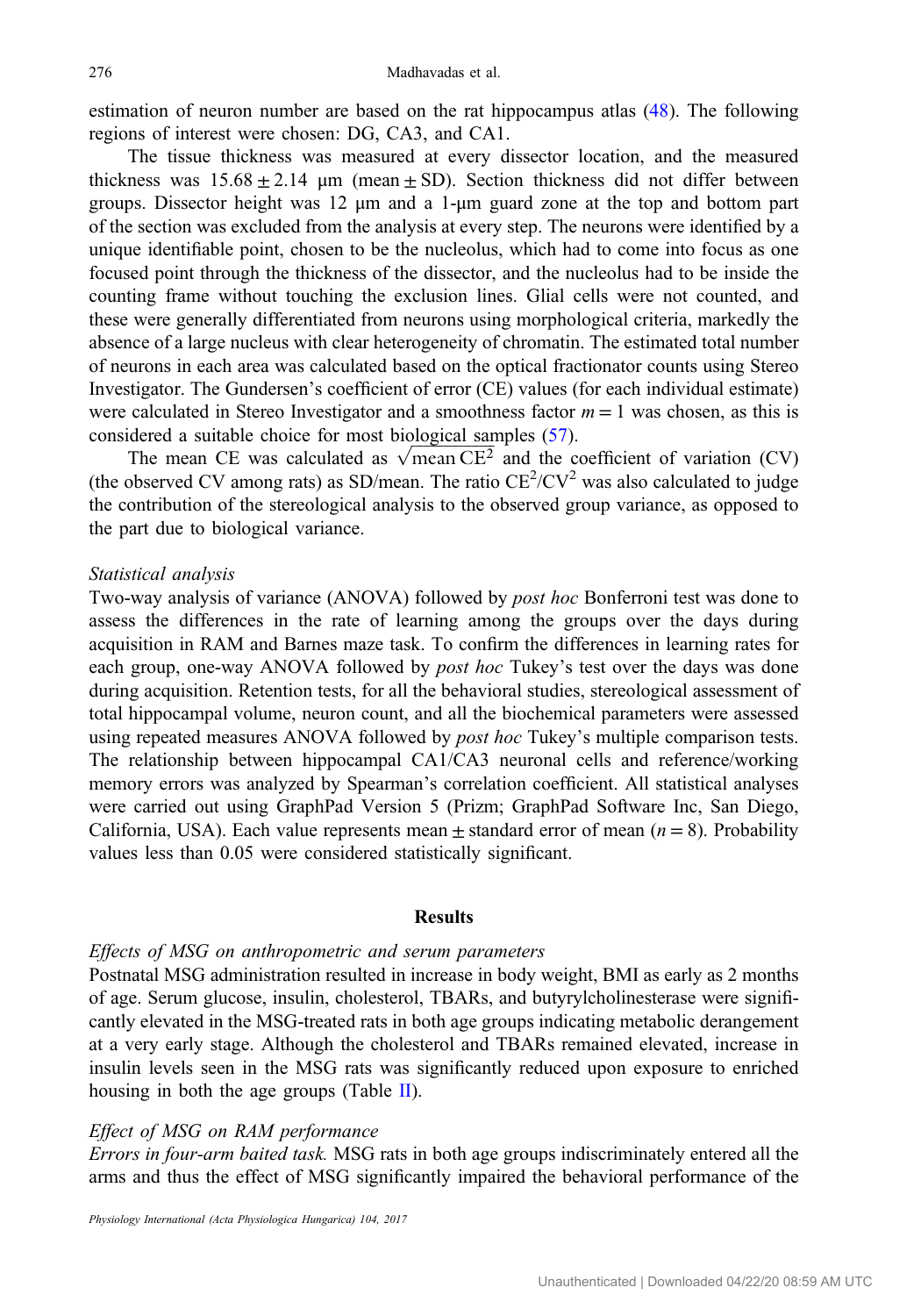estimation of neuron number are based on the rat hippocampus atlas (48). The following regions of interest were chosen: DG, CA3, and CA1.

The tissue thickness was measured at every dissector location, and the measured thickness was $15.68 \pm 2.14$ μm (mean ± SD). Section thickness did not differ between groups. Dissector height was 12 μm and a 1-μm guard zone at the top and bottom part of the section was excluded from the analysis at every step. The neurons were identified by a unique identifiable point, chosen to be the nucleolus, which had to come into focus as one focused point through the thickness of the dissector, and the nucleolus had to be inside the counting frame without touching the exclusion lines. Glial cells were not counted, and these were generally differentiated from neurons using morphological criteria, markedly the absence of a large nucleus with clear heterogeneity of chromatin. The estimated total number of neurons in each area was calculated based on the optical fractionator counts using Stereo Investigator. The Gundersen's coefficient of error (CE) values (for each individual estimate) were calculated in Stereo Investigator and a smoothness factor $m = 1$ was chosen, as this is considered a suitable choice for most biological samples (57).

The mean CE was calculated as $\sqrt{\text{mean CE}^2}$ and the coefficient of variation (CV) (the observed CV among rats) as SD/mean. The ratio $CE^2/CV^2$ was also calculated to judge the contribution of the stereological analysis to the observed group variance, as opposed to the part due to biological variance.

*Statistical analysis*

Two-way analysis of variance (ANOVA) followed by *post hoc* Bonferroni test was done to assess the differences in the rate of learning among the groups over the days during acquisition in RAM and Barnes maze task. To confirm the differences in learning rates for each group, one-way ANOVA followed by *post hoc* Tukey's test over the days was done during acquisition. Retention tests, for all the behavioral studies, stereological assessment of total hippocampal volume, neuron count, and all the biochemical parameters were assessed using repeated measures ANOVA followed by *post hoc* Tukey's multiple comparison tests. The relationship between hippocampal CA1/CA3 neuronal cells and reference/working memory errors was analyzed by Spearman's correlation coefficient. All statistical analyses were carried out using GraphPad Version 5 (Prizm; GraphPad Software Inc, San Diego, California, USA). Each value represents mean ± standard error of mean ($n = 8$). Probability values less than 0.05 were considered statistically significant.

## Results

*Effects of MSG on anthropometric and serum parameters*

Postnatal MSG administration resulted in increase in body weight, BMI as early as 2 months of age. Serum glucose, insulin, cholesterol, TBARs, and butyrylcholinesterase were significantly elevated in the MSG-treated rats in both age groups indicating metabolic derangement at a very early stage. Although the cholesterol and TBARs remained elevated, increase in insulin levels seen in the MSG rats was significantly reduced upon exposure to enriched housing in both the age groups (Table II).

*Effect of MSG on RAM performance*

*Errors in four-arm baited task.* MSG rats in both age groups indiscriminately entered all the arms and thus the effect of MSG significantly impaired the behavioral performance of the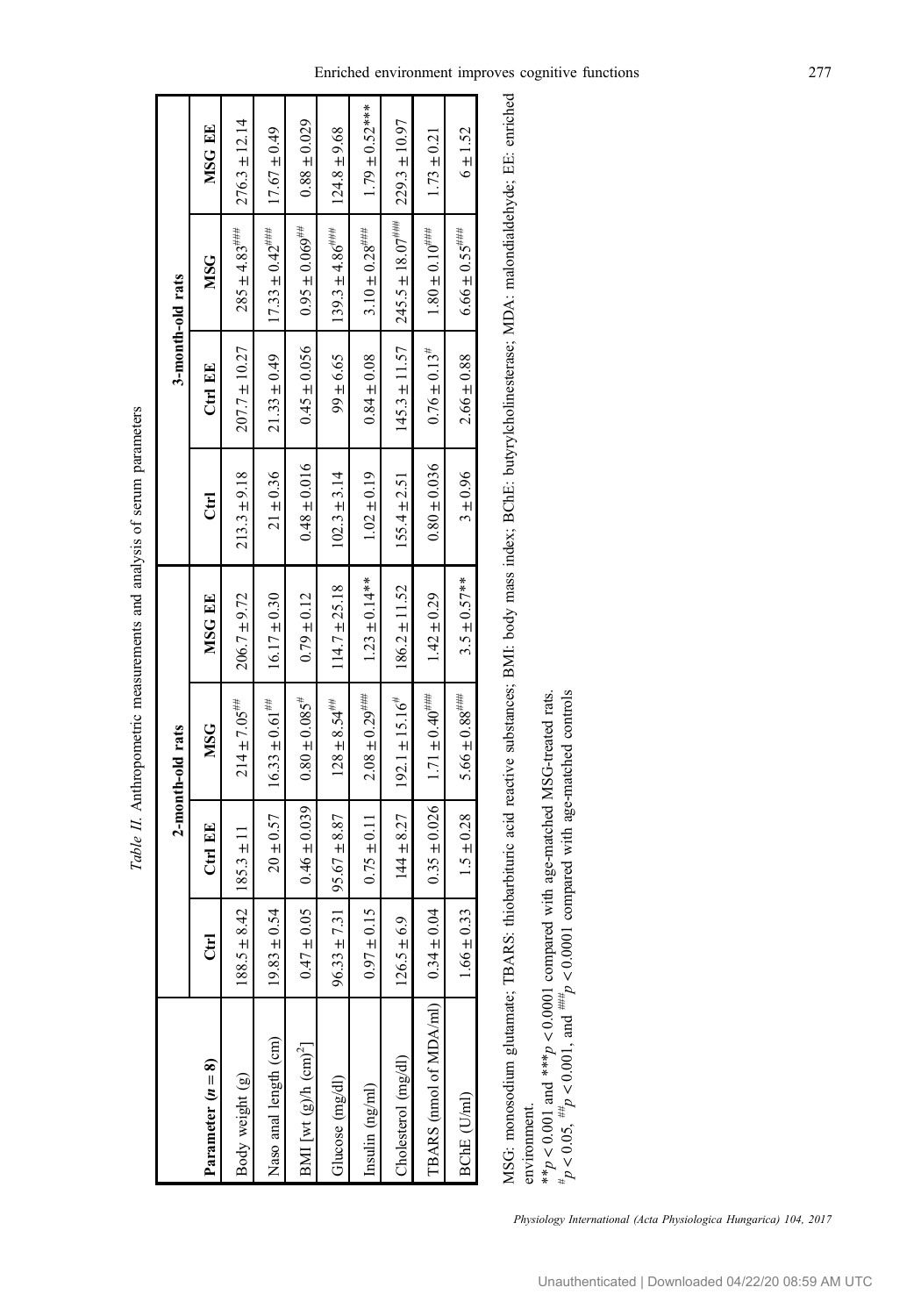*Table II.* Anthropometric measurements and analysis of serum parameters

| Parameter ($n = 8$) | 2-month-old rats | | | | 3-month-old rats | | | |
|---|---|---|---|---|---|---|---|---|
| | Ctrl | Ctrl EE | MSG | MSG EE | Ctrl | Ctrl EE | MSG | MSG EE |
| Body weight (g) | $188.5 \pm 8.42$ | $185.3 \pm 11$ | $214 \pm 7.05^{\#\#}$ | $206.7 \pm 9.72$ | $213.3 \pm 9.18$ | $207.7 \pm 10.27$ | $285 \pm 4.83^{\#\#\#}$ | $276.3 \pm 12.14$ |
| Naso anal length (cm) | $19.83 \pm 0.54$ | $20 \pm 0.57$ | $16.33 \pm 0.61^{\#\#}$ | $16.17 \pm 0.30$ | $21 \pm 0.36$ | $21.33 \pm 0.49$ | $17.33 \pm 0.42^{\#\#\#}$ | $17.67 \pm 0.49$ |
| BMI [wt (g)/h (cm)$^2$] | $0.47 \pm 0.05$ | $0.46 \pm 0.039$ | $0.80 \pm 0.085^{\#}$ | $0.79 \pm 0.12$ | $0.48 \pm 0.016$ | $0.45 \pm 0.056$ | $0.95 \pm 0.069^{\#\#}$ | $0.88 \pm 0.029$ |
| Glucose (mg/dl) | $96.33 \pm 7.31$ | $95.67 \pm 8.87$ | $128 \pm 8.54^{\#\#}$ | $114.7 \pm 25.18$ | $102.3 \pm 3.14$ | $99 \pm 6.65$ | $139.3 \pm 4.86^{\#\#\#}$ | $124.8 \pm 9.68$ |
| Insulin (ng/ml) | $0.97 \pm 0.15$ | $0.75 \pm 0.11$ | $2.08 \pm 0.29^{\#\#\#}$ | $1.23 \pm 0.14^{**}$ | $1.02 \pm 0.19$ | $0.84 \pm 0.08$ | $3.10 \pm 0.28^{\#\#\#}$ | $1.79 \pm 0.52^{***}$ |
| Cholesterol (mg/dl) | $126.5 \pm 6.9$ | $144 \pm 8.27$ | $192.1 \pm 15.16^{\#}$ | $186.2 \pm 11.52$ | $155.4 \pm 2.51$ | $145.3 \pm 11.57$ | $245.5 \pm 18.07^{\#\#\#}$ | $229.3 \pm 10.97$ |
| TBARS (nmol of MDA/ml) | $0.34 \pm 0.04$ | $0.35 \pm 0.026$ | $1.71 \pm 0.40^{\#\#\#}$ | $1.42 \pm 0.29$ | $0.80 \pm 0.036$ | $0.76 \pm 0.13^{\#}$ | $1.80 \pm 0.10^{\#\#\#}$ | $1.73 \pm 0.21$ |
| BChE (U/ml) | $1.66 \pm 0.33$ | $1.5 \pm 0.28$ | $5.66 \pm 0.88^{\#\#\#}$ | $3.5 \pm 0.57^{**}$ | $3 \pm 0.96$ | $2.66 \pm 0.88$ | $6.66 \pm 0.55^{\#\#\#}$ | $6 \pm 1.52$ |

MSG: monosodium glutamate; TBARS: thiobarbituric acid reactive substances; BMI: body mass index; BChE: butyrylcholinesterase; MDA: malondialdehyde; EE: enriched environment.

$^{**}p < 0.001$ and $^{***}p < 0.0001$ compared with age-matched MSG-treated rats.

$^{\#}p < 0.05$, $^{\#\#}p < 0.001$, and $^{\#\#\#}p < 0.0001$ compared with age-matched controls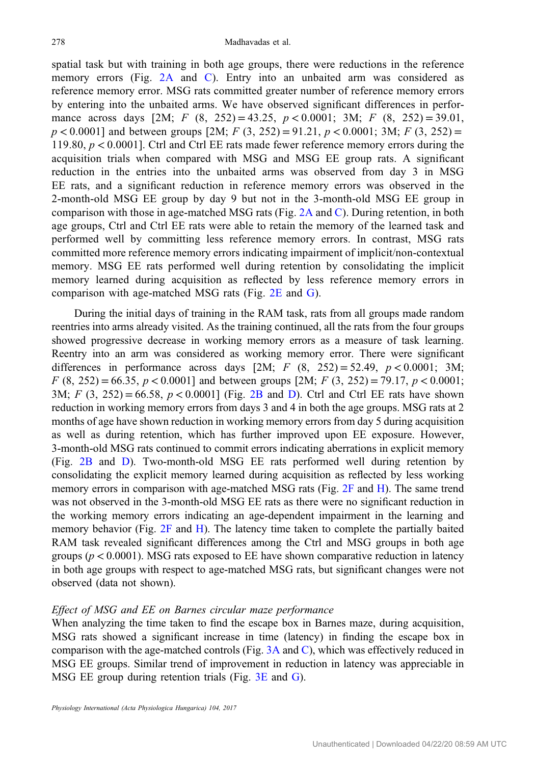spatial task but with training in both age groups, there were reductions in the reference memory errors (Fig. 2A and C). Entry into an unbaited arm was considered as reference memory error. MSG rats committed greater number of reference memory errors by entering into the unbaited arms. We have observed significant differences in performance across days [2M; $F$ (8, 252) = 43.25, $p < 0.0001$; 3M; $F$ (8, 252) = 39.01, $p < 0.0001$] and between groups [2M; $F$ (3, 252) = 91.21, $p < 0.0001$; 3M; $F$ (3, 252) = 119.80, $p < 0.0001$]. Ctrl and Ctrl EE rats made fewer reference memory errors during the acquisition trials when compared with MSG and MSG EE group rats. A significant reduction in the entries into the unbaited arms was observed from day 3 in MSG EE rats, and a significant reduction in reference memory errors was observed in the 2-month-old MSG EE group by day 9 but not in the 3-month-old MSG EE group in comparison with those in age-matched MSG rats (Fig. 2A and C). During retention, in both age groups, Ctrl and Ctrl EE rats were able to retain the memory of the learned task and performed well by committing less reference memory errors. In contrast, MSG rats committed more reference memory errors indicating impairment of implicit/non-contextual memory. MSG EE rats performed well during retention by consolidating the implicit memory learned during acquisition as reflected by less reference memory errors in comparison with age-matched MSG rats (Fig. 2E and G).

During the initial days of training in the RAM task, rats from all groups made random reentries into arms already visited. As the training continued, all the rats from the four groups showed progressive decrease in working memory errors as a measure of task learning. Reentry into an arm was considered as working memory error. There were significant differences in performance across days [2M; $F$ (8, 252) = 52.49, $p < 0.0001$; 3M; $F$ (8, 252) = 66.35, $p < 0.0001$] and between groups [2M; $F$ (3, 252) = 79.17, $p < 0.0001$; 3M; $F$ (3, 252) = 66.58, $p < 0.0001$] (Fig. 2B and D). Ctrl and Ctrl EE rats have shown reduction in working memory errors from days 3 and 4 in both the age groups. MSG rats at 2 months of age have shown reduction in working memory errors from day 5 during acquisition as well as during retention, which has further improved upon EE exposure. However, 3-month-old MSG rats continued to commit errors indicating aberrations in explicit memory (Fig. 2B and D). Two-month-old MSG EE rats performed well during retention by consolidating the explicit memory learned during acquisition as reflected by less working memory errors in comparison with age-matched MSG rats (Fig. 2F and H). The same trend was not observed in the 3-month-old MSG EE rats as there were no significant reduction in the working memory errors indicating an age-dependent impairment in the learning and memory behavior (Fig. 2F and H). The latency time taken to complete the partially baited RAM task revealed significant differences among the Ctrl and MSG groups in both age groups ($p < 0.0001$). MSG rats exposed to EE have shown comparative reduction in latency in both age groups with respect to age-matched MSG rats, but significant changes were not observed (data not shown).

*Effect of MSG and EE on Barnes circular maze performance*

When analyzing the time taken to find the escape box in Barnes maze, during acquisition, MSG rats showed a significant increase in time (latency) in finding the escape box in comparison with the age-matched controls (Fig. 3A and C), which was effectively reduced in MSG EE groups. Similar trend of improvement in reduction in latency was appreciable in MSG EE group during retention trials (Fig. 3E and G).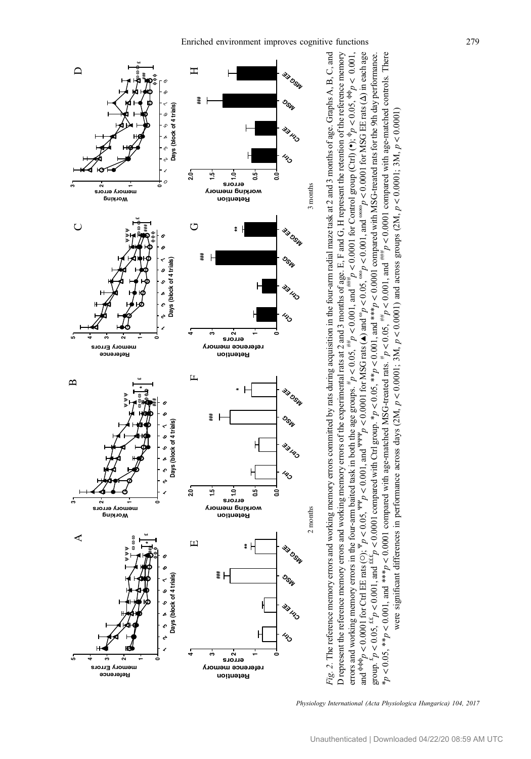*Fig. 2.* The reference memory errors and working memory errors committed by rats during acquisition in the four-arm radial maze task at 2 and 3 months of age. Graphs A, B, C, and D represent the reference memory errors and working memory errors of the experimental rats at 2 and 3 months of age. E, F and G, H represent the retention of the reference memory errors and working memory errors in the four-arm baited task in both the age groups. $^{\#}p < 0.05$, $^{\#\#}p < 0.001$, and $^{\#\#\#}p < 0.0001$ for Control group (Ctrl) (●); $^{\Phi}p < 0.05$, $^{\Phi\Phi}p < 0.001$, and $^{\Phi\Phi\Phi}p < 0.0001$ for Ctrl EE rats (○); $^{\Psi}p < 0.05$, $^{\Psi\Psi}p < 0.001$, and $^{\Psi\Psi\Psi}p < 0.0001$ for MSG rats (▲) and $^{\omega}p < 0.05$, $^{\omega\omega}p < 0.001$, and $^{\omega\omega\omega}p < 0.0001$ for MSG EE rats (Δ) in each age group. $^{£}p < 0.05$, $^{££}p < 0.001$, and $^{£££}p < 0.0001$ compared with Ctrl group. $^{*}p < 0.05$, $^{**}p < 0.001$, and $^{***}p < 0.0001$ compared with MSG-treated rats for the 9th day performance. $^{*}p < 0.05$, $^{**}p < 0.001$, and $^{***}p < 0.0001$ compared with age-matched MSG-treated rats. $^{\#}p < 0.05$, $^{\#\#}p < 0.001$, and $^{\#\#\#}p < 0.0001$ compared with age-matched controls. There were significant differences in performance across days (2M, $p < 0.0001$; 3M, $p < 0.0001$) and across groups (2M, $p < 0.0001$; 3M, $p < 0.0001$)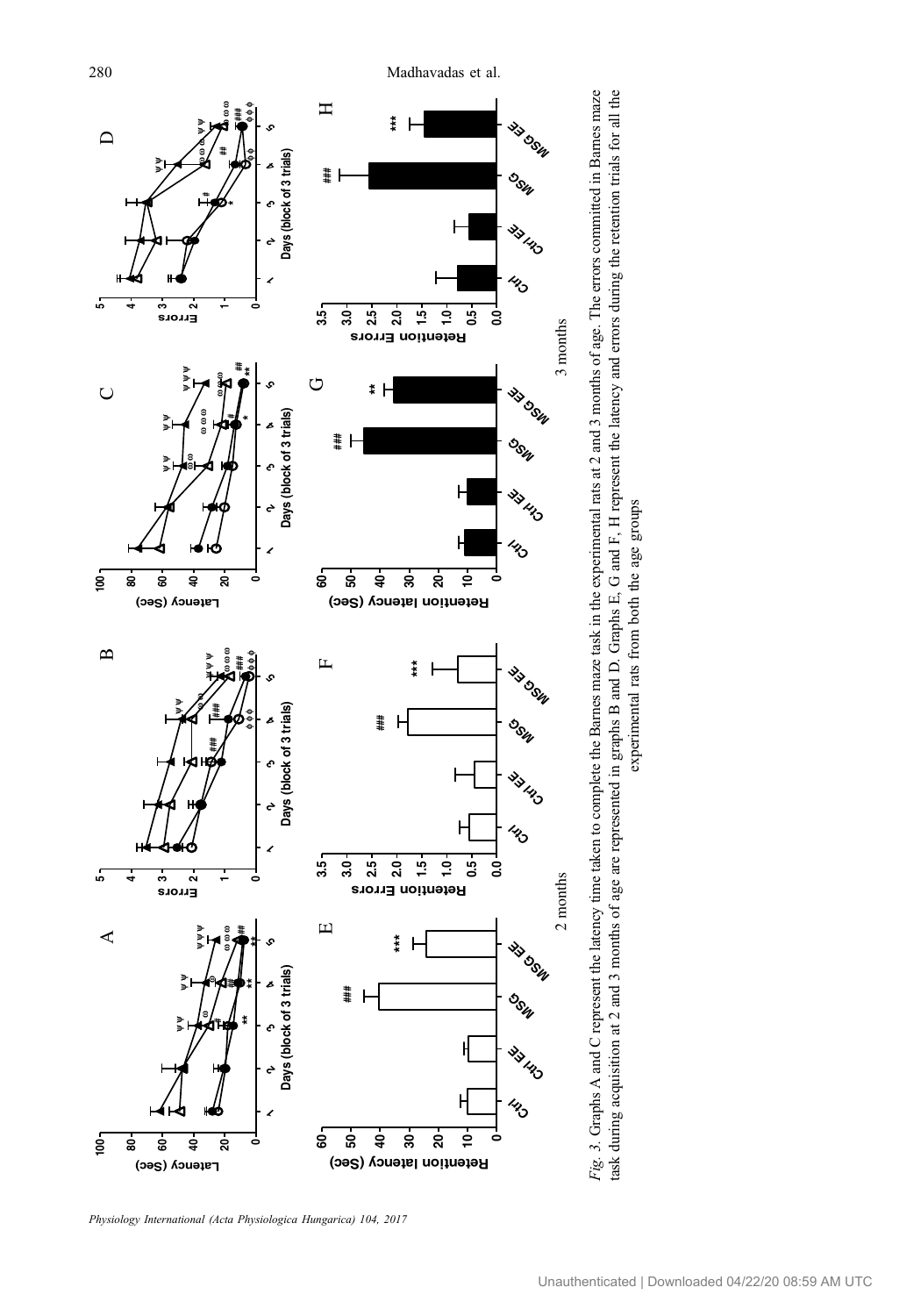*Fig. 3*. Graphs A and C represent the latency time taken to complete the Barnes maze task in the experimental rats at 2 and 3 months of age. The errors committed in Barnes maze task during acquisition at 2 and 3 months of age are represented in graphs B and D. Graphs E, G and F, H represent the latency and errors during the retention trials for all the experimental rats from both the age groups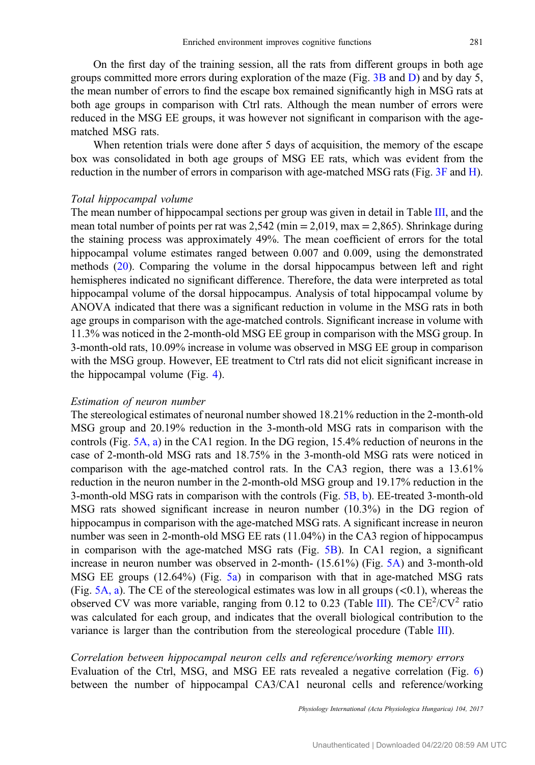On the first day of the training session, all the rats from different groups in both age groups committed more errors during exploration of the maze (Fig. 3B and D) and by day 5, the mean number of errors to find the escape box remained significantly high in MSG rats at both age groups in comparison with Ctrl rats. Although the mean number of errors were reduced in the MSG EE groups, it was however not significant in comparison with the age-matched MSG rats.

When retention trials were done after 5 days of acquisition, the memory of the escape box was consolidated in both age groups of MSG EE rats, which was evident from the reduction in the number of errors in comparison with age-matched MSG rats (Fig. 3F and H).

*Total hippocampal volume*

The mean number of hippocampal sections per group was given in detail in Table III, and the mean total number of points per rat was 2,542 (min = 2,019, max = 2,865). Shrinkage during the staining process was approximately 49%. The mean coefficient of errors for the total hippocampal volume estimates ranged between 0.007 and 0.009, using the demonstrated methods (20). Comparing the volume in the dorsal hippocampus between left and right hemispheres indicated no significant difference. Therefore, the data were interpreted as total hippocampal volume of the dorsal hippocampus. Analysis of total hippocampal volume by ANOVA indicated that there was a significant reduction in volume in the MSG rats in both age groups in comparison with the age-matched controls. Significant increase in volume with 11.3% was noticed in the 2-month-old MSG EE group in comparison with the MSG group. In 3-month-old rats, 10.09% increase in volume was observed in MSG EE group in comparison with the MSG group. However, EE treatment to Ctrl rats did not elicit significant increase in the hippocampal volume (Fig. 4).

*Estimation of neuron number*

The stereological estimates of neuronal number showed 18.21% reduction in the 2-month-old MSG group and 20.19% reduction in the 3-month-old MSG rats in comparison with the controls (Fig. 5A, a) in the CA1 region. In the DG region, 15.4% reduction of neurons in the case of 2-month-old MSG rats and 18.75% in the 3-month-old MSG rats were noticed in comparison with the age-matched control rats. In the CA3 region, there was a 13.61% reduction in the neuron number in the 2-month-old MSG group and 19.17% reduction in the 3-month-old MSG rats in comparison with the controls (Fig. 5B, b). EE-treated 3-month-old MSG rats showed significant increase in neuron number (10.3%) in the DG region of hippocampus in comparison with the age-matched MSG rats. A significant increase in neuron number was seen in 2-month-old MSG EE rats (11.04%) in the CA3 region of hippocampus in comparison with the age-matched MSG rats (Fig. 5B). In CA1 region, a significant increase in neuron number was observed in 2-month- (15.61%) (Fig. 5A) and 3-month-old MSG EE groups (12.64%) (Fig. 5a) in comparison with that in age-matched MSG rats (Fig. 5A, a). The CE of the stereological estimates was low in all groups (<0.1), whereas the observed CV was more variable, ranging from 0.12 to 0.23 (Table III). The $CE^2/CV^2$ ratio was calculated for each group, and indicates that the overall biological contribution to the variance is larger than the contribution from the stereological procedure (Table III).

*Correlation between hippocampal neuron cells and reference/working memory errors*

Evaluation of the Ctrl, MSG, and MSG EE rats revealed a negative correlation (Fig. 6) between the number of hippocampal CA3/CA1 neuronal cells and reference/working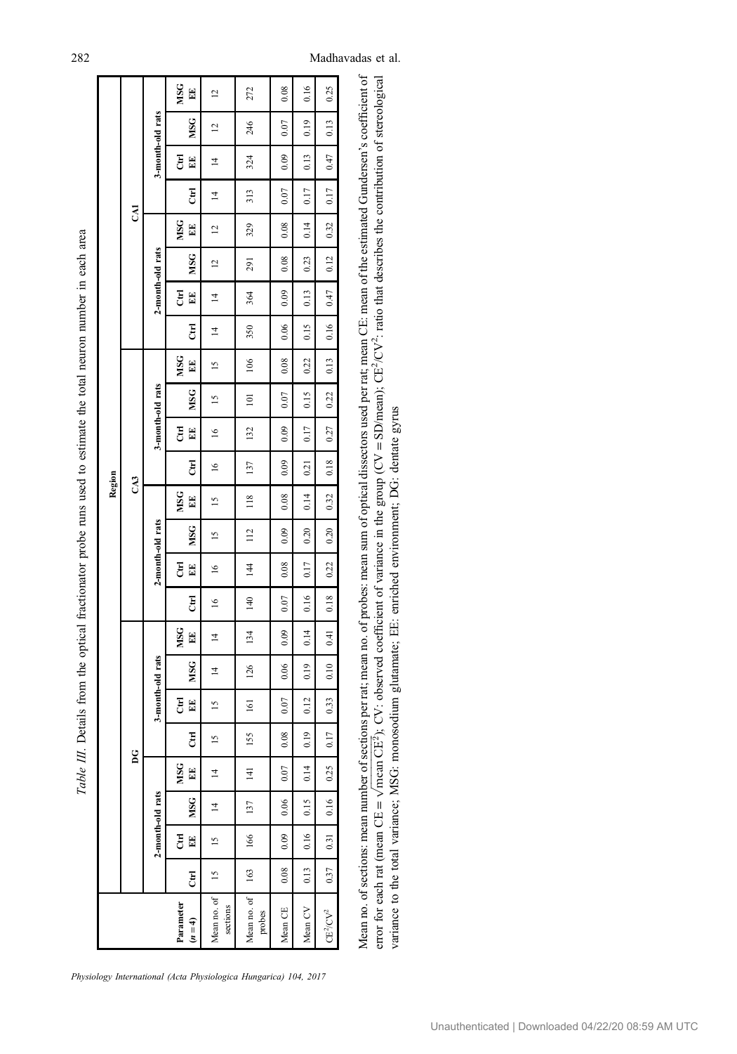*Table III.* Details from the optical fractionator probe runs used to estimate the total neuron number in each area

| Parameter ($n = 4$) | DG | | | | | | | | CA3 | | | | | | | | CA1 | | | | | | | |
|---|---|---|---|---|---|---|---|---|---|---|---|---|---|---|---|---|---|---|---|---|---|---|---|---|
| | 2-month-old rats | | | | 3-month-old rats | | | | 2-month-old rats | | | | 3-month-old rats | | | | 2-month-old rats | | | | 3-month-old rats | | | |
| | Ctrl | Ctrl EE | MSG | MSG EE | Ctrl | Ctrl EE | MSG | MSG EE | Ctrl | Ctrl EE | MSG | MSG EE | Ctrl | Ctrl EE | MSG | MSG EE | Ctrl | Ctrl EE | MSG | MSG EE | Ctrl | Ctrl EE | MSG | MSG EE |
| Mean no. of sections | 15 | 15 | 14 | 14 | 15 | 15 | 14 | 14 | 16 | 16 | 15 | 15 | 16 | 16 | 15 | 15 | 14 | 14 | 12 | 12 | 14 | 14 | 12 | 12 |
| Mean no. of probes | 163 | 166 | 137 | 141 | 155 | 161 | 126 | 134 | 140 | 144 | 112 | 118 | 137 | 132 | 101 | 106 | 350 | 364 | 291 | 329 | 313 | 324 | 246 | 272 |
| Mean CE | 0.08 | 0.09 | 0.06 | 0.07 | 0.08 | 0.07 | 0.06 | 0.09 | 0.07 | 0.08 | 0.09 | 0.08 | 0.09 | 0.09 | 0.07 | 0.08 | 0.06 | 0.09 | 0.08 | 0.08 | 0.07 | 0.09 | 0.07 | 0.08 |
| Mean CV | 0.13 | 0.16 | 0.15 | 0.14 | 0.19 | 0.12 | 0.19 | 0.14 | 0.16 | 0.17 | 0.20 | 0.14 | 0.21 | 0.17 | 0.15 | 0.22 | 0.15 | 0.13 | 0.23 | 0.14 | 0.17 | 0.13 | 0.19 | 0.16 |
| $CE^2/CV^2$ | 0.37 | 0.31 | 0.16 | 0.25 | 0.17 | 0.33 | 0.10 | 0.41 | 0.18 | 0.22 | 0.20 | 0.32 | 0.18 | 0.27 | 0.22 | 0.13 | 0.16 | 0.47 | 0.12 | 0.32 | 0.17 | 0.47 | 0.13 | 0.25 |

Mean no. of sections: mean number of sections per rat; mean no. of probes: mean sum of optical dissectors used per rat; mean CE: mean of the estimated Gundersen's coefficient of error for each rat (mean CE = $\sqrt{\text{mean } CE^2}$); CV: observed coefficient of variance in the group (CV = SD/mean); $CE^2/CV^2$: ratio that describes the contribution of stereological variance to the total variance; MSG: monosodium glutamate; EE: enriched environment; DG: dentate gyrus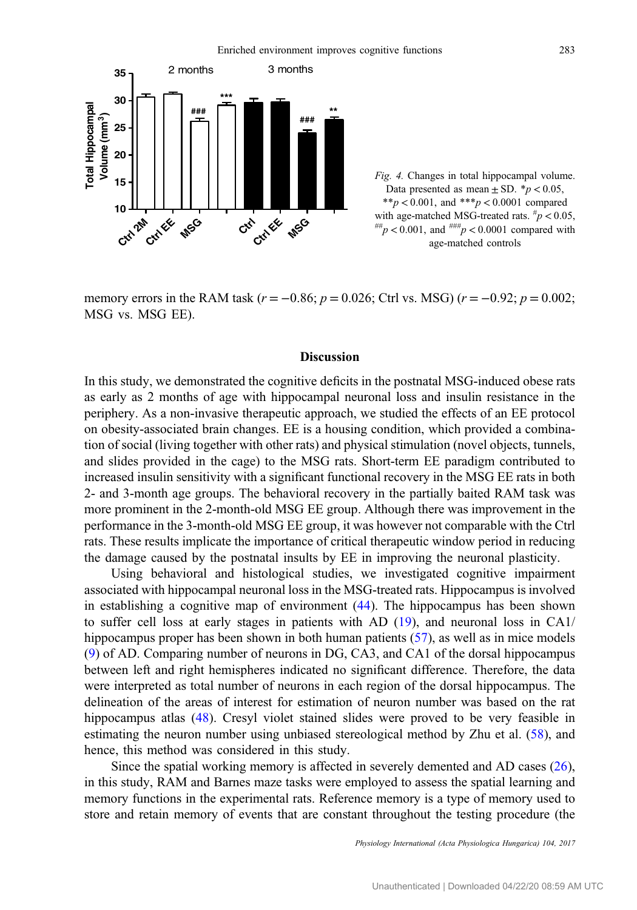Fig. 4. Changes in total hippocampal volume. Data presented as mean ± SD. $*p < 0.05$, $**p < 0.001$, and $***p < 0.0001$ compared with age-matched MSG-treated rats. $^{\#}p < 0.05$, $^{\#\#}p < 0.001$, and $^{\#\#\#}p < 0.0001$ compared with age-matched controls

memory errors in the RAM task ($r = -0.86$; $p = 0.026$; Ctrl vs. MSG) ($r = -0.92$; $p = 0.002$; MSG vs. MSG EE).

## Discussion

In this study, we demonstrated the cognitive deficits in the postnatal MSG-induced obese rats as early as 2 months of age with hippocampal neuronal loss and insulin resistance in the periphery. As a non-invasive therapeutic approach, we studied the effects of an EE protocol on obesity-associated brain changes. EE is a housing condition, which provided a combination of social (living together with other rats) and physical stimulation (novel objects, tunnels, and slides provided in the cage) to the MSG rats. Short-term EE paradigm contributed to increased insulin sensitivity with a significant functional recovery in the MSG EE rats in both 2- and 3-month age groups. The behavioral recovery in the partially baited RAM task was more prominent in the 2-month-old MSG EE group. Although there was improvement in the performance in the 3-month-old MSG EE group, it was however not comparable with the Ctrl rats. These results implicate the importance of critical therapeutic window period in reducing the damage caused by the postnatal insults by EE in improving the neuronal plasticity.

Using behavioral and histological studies, we investigated cognitive impairment associated with hippocampal neuronal loss in the MSG-treated rats. Hippocampus is involved in establishing a cognitive map of environment (44). The hippocampus has been shown to suffer cell loss at early stages in patients with AD (19), and neuronal loss in CA1/hippocampus proper has been shown in both human patients (57), as well as in mice models (9) of AD. Comparing number of neurons in DG, CA3, and CA1 of the dorsal hippocampus between left and right hemispheres indicated no significant difference. Therefore, the data were interpreted as total number of neurons in each region of the dorsal hippocampus. The delineation of the areas of interest for estimation of neuron number was based on the rat hippocampus atlas (48). Cresyl violet stained slides were proved to be very feasible in estimating the neuron number using unbiased stereological method by Zhu et al. (58), and hence, this method was considered in this study.

Since the spatial working memory is affected in severely demented and AD cases (26), in this study, RAM and Barnes maze tasks were employed to assess the spatial learning and memory functions in the experimental rats. Reference memory is a type of memory used to store and retain memory of events that are constant throughout the testing procedure (the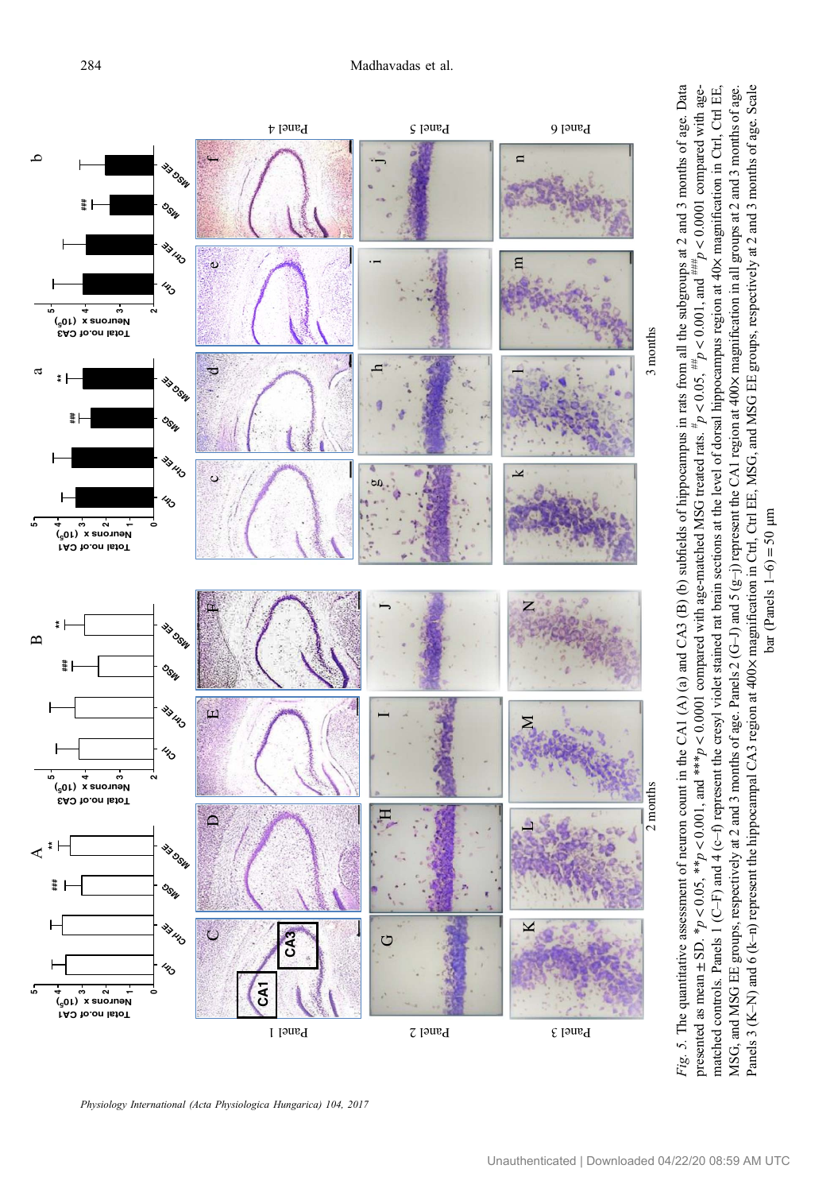*Fig. 5.* The quantitative assessment of neuron count in the CA1 (A) (a) and CA3 (B) (b) subfields of hippocampus in rats from all the subgroups at 2 and 3 months of age. Data presented as mean ± SD. $*p < 0.05$, $**p < 0.001$, and $***p < 0.0001$ compared with age-matched MSG treated rats. $^{\#}p < 0.05$, $^{\#\#}p < 0.001$, and $^{\#\#\#}p < 0.0001$ compared with age-matched controls. Panels 1 (C–F) and 4 (c–f) represent the cresyl violet stained rat brain sections at the level of dorsal hippocampus region at 40× magnification in Ctrl, Ctrl EE, MSG, and MSG EE groups, respectively at 2 and 3 months of age. Panels 2 (G–J) and 5 (g–j) represent the CA1 region at 400× magnification in all groups at 2 and 3 months of age. Panels 3 (K–N) and 6 (k–n) represent the hippocampal CA3 region at 400× magnification in Ctrl, Ctrl EE, MSG, and MSG EE groups, respectively at 2 and 3 months of age. Scale bar (Panels 1–6) = 50 μm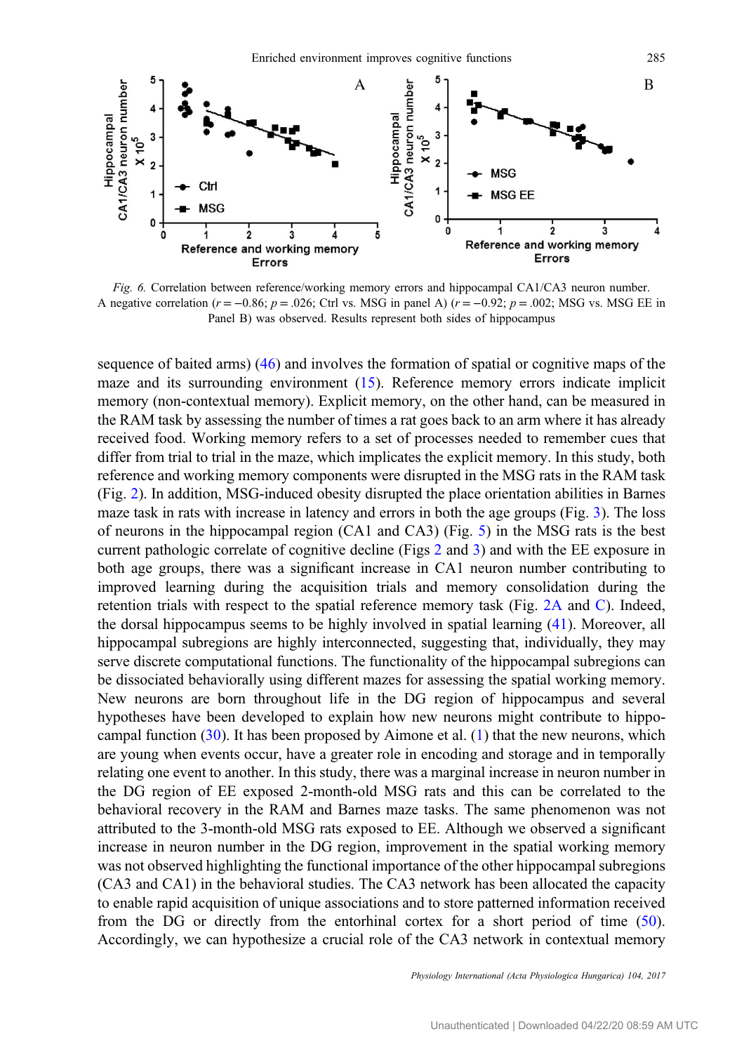*Fig. 6.* Correlation between reference/working memory errors and hippocampal CA1/CA3 neuron number. A negative correlation ($r = -0.86$; $p = .026$; Ctrl vs. MSG in panel A) ($r = -0.92$; $p = .002$; MSG vs. MSG EE in Panel B) was observed. Results represent both sides of hippocampus

sequence of baited arms) (46) and involves the formation of spatial or cognitive maps of the maze and its surrounding environment (15). Reference memory errors indicate implicit memory (non-contextual memory). Explicit memory, on the other hand, can be measured in the RAM task by assessing the number of times a rat goes back to an arm where it has already received food. Working memory refers to a set of processes needed to remember cues that differ from trial to trial in the maze, which implicates the explicit memory. In this study, both reference and working memory components were disrupted in the MSG rats in the RAM task (Fig. 2). In addition, MSG-induced obesity disrupted the place orientation abilities in Barnes maze task in rats with increase in latency and errors in both the age groups (Fig. 3). The loss of neurons in the hippocampal region (CA1 and CA3) (Fig. 5) in the MSG rats is the best current pathologic correlate of cognitive decline (Figs 2 and 3) and with the EE exposure in both age groups, there was a significant increase in CA1 neuron number contributing to improved learning during the acquisition trials and memory consolidation during the retention trials with respect to the spatial reference memory task (Fig. 2A and C). Indeed, the dorsal hippocampus seems to be highly involved in spatial learning (41). Moreover, all hippocampal subregions are highly interconnected, suggesting that, individually, they may serve discrete computational functions. The functionality of the hippocampal subregions can be dissociated behaviorally using different mazes for assessing the spatial working memory. New neurons are born throughout life in the DG region of hippocampus and several hypotheses have been developed to explain how new neurons might contribute to hippocampal function (30). It has been proposed by Aimone et al. (1) that the new neurons, which are young when events occur, have a greater role in encoding and storage and in temporally relating one event to another. In this study, there was a marginal increase in neuron number in the DG region of EE exposed 2-month-old MSG rats and this can be correlated to the behavioral recovery in the RAM and Barnes maze tasks. The same phenomenon was not attributed to the 3-month-old MSG rats exposed to EE. Although we observed a significant increase in neuron number in the DG region, improvement in the spatial working memory was not observed highlighting the functional importance of the other hippocampal subregions (CA3 and CA1) in the behavioral studies. The CA3 network has been allocated the capacity to enable rapid acquisition of unique associations and to store patterned information received from the DG or directly from the entorhinal cortex for a short period of time (50). Accordingly, we can hypothesize a crucial role of the CA3 network in contextual memory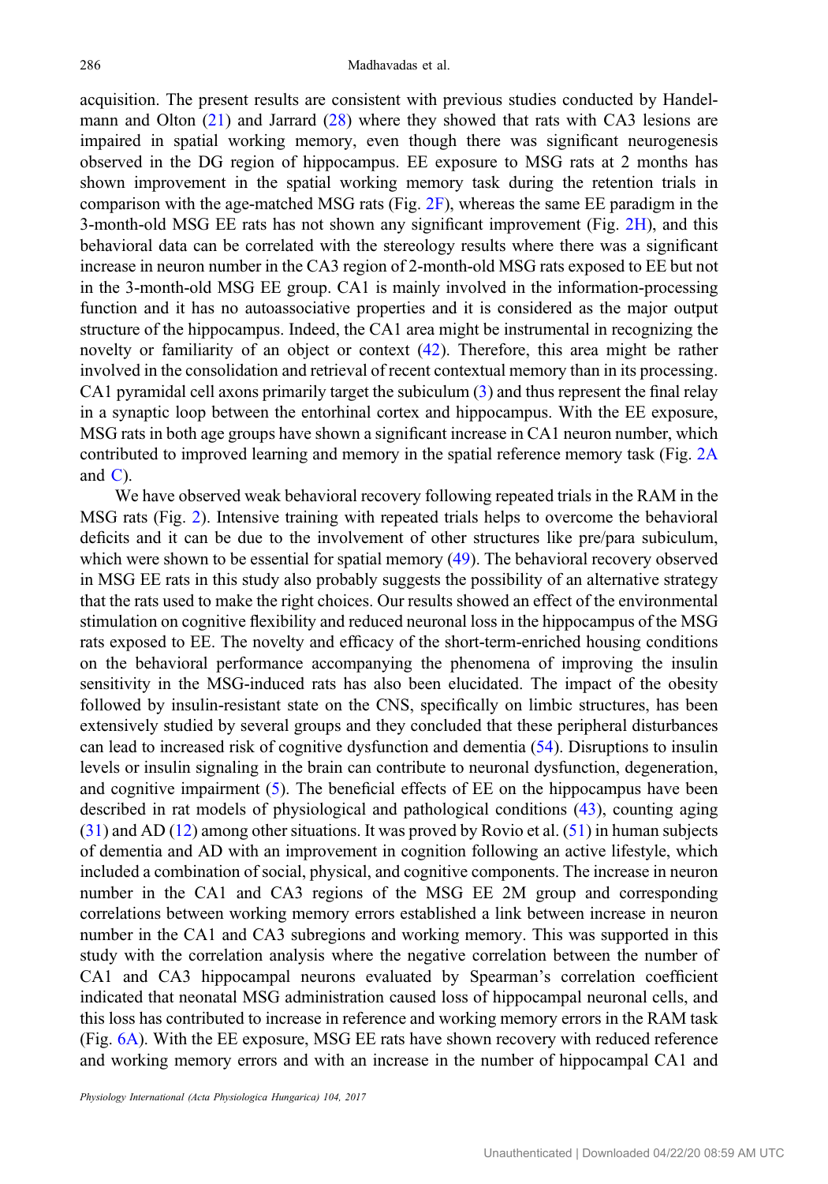acquisition. The present results are consistent with previous studies conducted by Handelmann and Olton (21) and Jarrard (28) where they showed that rats with CA3 lesions are impaired in spatial working memory, even though there was significant neurogenesis observed in the DG region of hippocampus. EE exposure to MSG rats at 2 months has shown improvement in the spatial working memory task during the retention trials in comparison with the age-matched MSG rats (Fig. 2F), whereas the same EE paradigm in the 3-month-old MSG EE rats has not shown any significant improvement (Fig. 2H), and this behavioral data can be correlated with the stereology results where there was a significant increase in neuron number in the CA3 region of 2-month-old MSG rats exposed to EE but not in the 3-month-old MSG EE group. CA1 is mainly involved in the information-processing function and it has no autoassociative properties and it is considered as the major output structure of the hippocampus. Indeed, the CA1 area might be instrumental in recognizing the novelty or familiarity of an object or context (42). Therefore, this area might be rather involved in the consolidation and retrieval of recent contextual memory than in its processing. CA1 pyramidal cell axons primarily target the subiculum (3) and thus represent the final relay in a synaptic loop between the entorhinal cortex and hippocampus. With the EE exposure, MSG rats in both age groups have shown a significant increase in CA1 neuron number, which contributed to improved learning and memory in the spatial reference memory task (Fig. 2A and C).

We have observed weak behavioral recovery following repeated trials in the RAM in the MSG rats (Fig. 2). Intensive training with repeated trials helps to overcome the behavioral deficits and it can be due to the involvement of other structures like pre/para subiculum, which were shown to be essential for spatial memory (49). The behavioral recovery observed in MSG EE rats in this study also probably suggests the possibility of an alternative strategy that the rats used to make the right choices. Our results showed an effect of the environmental stimulation on cognitive flexibility and reduced neuronal loss in the hippocampus of the MSG rats exposed to EE. The novelty and efficacy of the short-term-enriched housing conditions on the behavioral performance accompanying the phenomena of improving the insulin sensitivity in the MSG-induced rats has also been elucidated. The impact of the obesity followed by insulin-resistant state on the CNS, specifically on limbic structures, has been extensively studied by several groups and they concluded that these peripheral disturbances can lead to increased risk of cognitive dysfunction and dementia (54). Disruptions to insulin levels or insulin signaling in the brain can contribute to neuronal dysfunction, degeneration, and cognitive impairment (5). The beneficial effects of EE on the hippocampus have been described in rat models of physiological and pathological conditions (43), counting aging (31) and AD (12) among other situations. It was proved by Rovio et al. (51) in human subjects of dementia and AD with an improvement in cognition following an active lifestyle, which included a combination of social, physical, and cognitive components. The increase in neuron number in the CA1 and CA3 regions of the MSG EE 2M group and corresponding correlations between working memory errors established a link between increase in neuron number in the CA1 and CA3 subregions and working memory. This was supported in this study with the correlation analysis where the negative correlation between the number of CA1 and CA3 hippocampal neurons evaluated by Spearman's correlation coefficient indicated that neonatal MSG administration caused loss of hippocampal neuronal cells, and this loss has contributed to increase in reference and working memory errors in the RAM task (Fig. 6A). With the EE exposure, MSG EE rats have shown recovery with reduced reference and working memory errors and with an increase in the number of hippocampal CA1 and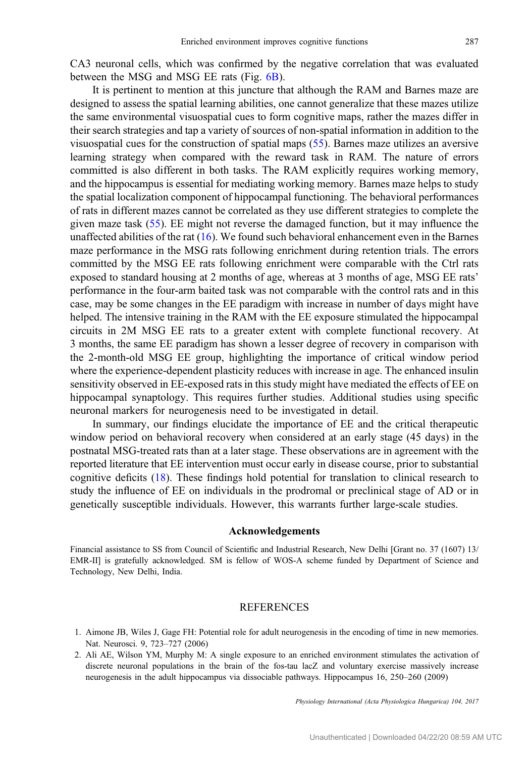CA3 neuronal cells, which was confirmed by the negative correlation that was evaluated between the MSG and MSG EE rats (Fig. 6B).

It is pertinent to mention at this juncture that although the RAM and Barnes maze are designed to assess the spatial learning abilities, one cannot generalize that these mazes utilize the same environmental visuospatial cues to form cognitive maps, rather the mazes differ in their search strategies and tap a variety of sources of non-spatial information in addition to the visuospatial cues for the construction of spatial maps (55). Barnes maze utilizes an aversive learning strategy when compared with the reward task in RAM. The nature of errors committed is also different in both tasks. The RAM explicitly requires working memory, and the hippocampus is essential for mediating working memory. Barnes maze helps to study the spatial localization component of hippocampal functioning. The behavioral performances of rats in different mazes cannot be correlated as they use different strategies to complete the given maze task (55). EE might not reverse the damaged function, but it may influence the unaffected abilities of the rat (16). We found such behavioral enhancement even in the Barnes maze performance in the MSG rats following enrichment during retention trials. The errors committed by the MSG EE rats following enrichment were comparable with the Ctrl rats exposed to standard housing at 2 months of age, whereas at 3 months of age, MSG EE rats' performance in the four-arm baited task was not comparable with the control rats and in this case, may be some changes in the EE paradigm with increase in number of days might have helped. The intensive training in the RAM with the EE exposure stimulated the hippocampal circuits in 2M MSG EE rats to a greater extent with complete functional recovery. At 3 months, the same EE paradigm has shown a lesser degree of recovery in comparison with the 2-month-old MSG EE group, highlighting the importance of critical window period where the experience-dependent plasticity reduces with increase in age. The enhanced insulin sensitivity observed in EE-exposed rats in this study might have mediated the effects of EE on hippocampal synaptology. This requires further studies. Additional studies using specific neuronal markers for neurogenesis need to be investigated in detail.

In summary, our findings elucidate the importance of EE and the critical therapeutic window period on behavioral recovery when considered at an early stage (45 days) in the postnatal MSG-treated rats than at a later stage. These observations are in agreement with the reported literature that EE intervention must occur early in disease course, prior to substantial cognitive deficits (18). These findings hold potential for translation to clinical research to study the influence of EE on individuals in the prodromal or preclinical stage of AD or in genetically susceptible individuals. However, this warrants further large-scale studies.

## Acknowledgements

Financial assistance to SS from Council of Scientific and Industrial Research, New Delhi [Grant no. 37 (1607) 13/EMR-II] is gratefully acknowledged. SM is fellow of WOS-A scheme funded by Department of Science and Technology, New Delhi, India.

## REFERENCES

1. Aimone JB, Wiles J, Gage FH: Potential role for adult neurogenesis in the encoding of time in new memories. Nat. Neurosci. 9, 723–727 (2006)
2. Ali AE, Wilson YM, Murphy M: A single exposure to an enriched environment stimulates the activation of discrete neuronal populations in the brain of the fos-tau lacZ and voluntary exercise massively increase neurogenesis in the adult hippocampus via dissociable pathways. Hippocampus 16, 250–260 (2009)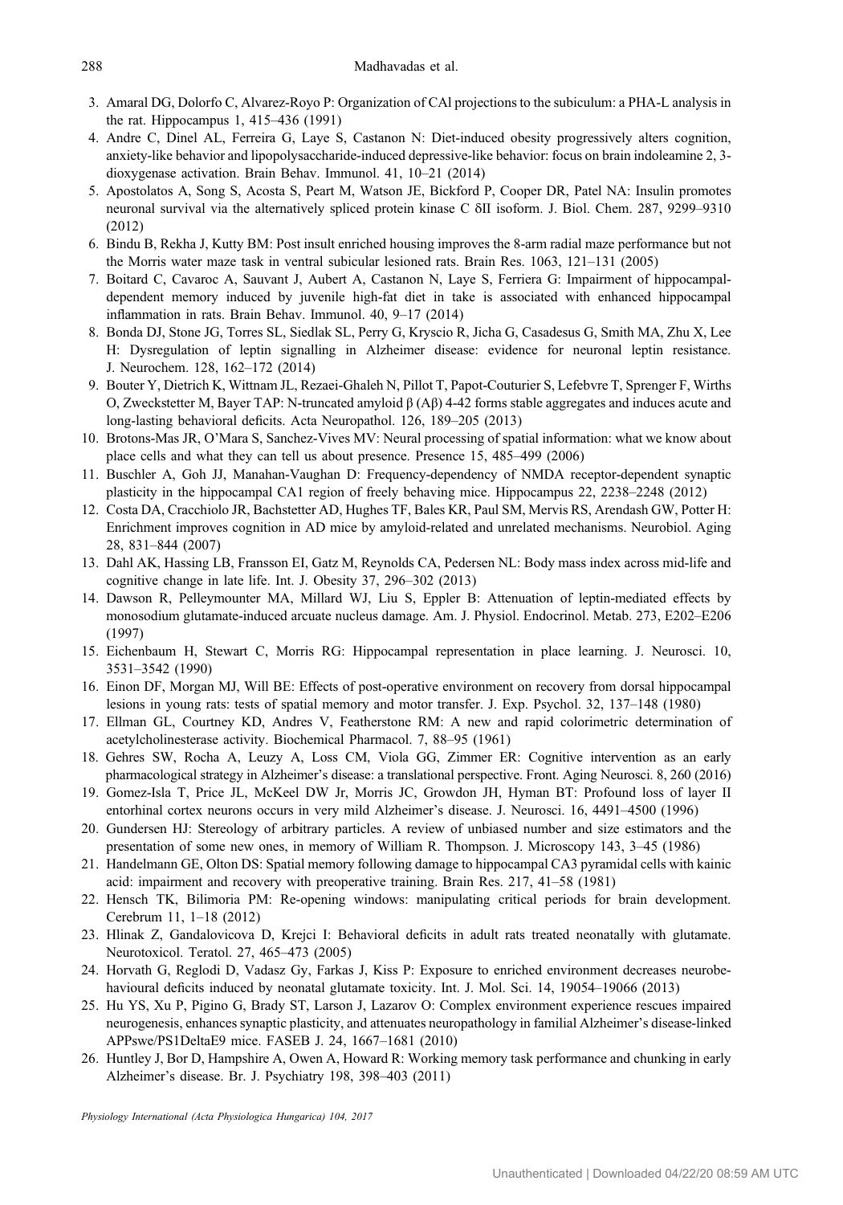3. Amaral DG, Dolorfo C, Alvarez-Royo P: Organization of CAl projections to the subiculum: a PHA-L analysis in the rat. Hippocampus 1, 415–436 (1991)
4. Andre C, Dinel AL, Ferreira G, Laye S, Castanon N: Diet-induced obesity progressively alters cognition, anxiety-like behavior and lipopolysaccharide-induced depressive-like behavior: focus on brain indoleamine 2, 3-dioxygenase activation. Brain Behav. Immunol. 41, 10–21 (2014)
5. Apostolatos A, Song S, Acosta S, Peart M, Watson JE, Bickford P, Cooper DR, Patel NA: Insulin promotes neuronal survival via the alternatively spliced protein kinase C δII isoform. J. Biol. Chem. 287, 9299–9310 (2012)
6. Bindu B, Rekha J, Kutty BM: Post insult enriched housing improves the 8-arm radial maze performance but not the Morris water maze task in ventral subicular lesioned rats. Brain Res. 1063, 121–131 (2005)
7. Boitard C, Cavaroc A, Sauvant J, Aubert A, Castanon N, Laye S, Ferriera G: Impairment of hippocampal-dependent memory induced by juvenile high-fat diet in take is associated with enhanced hippocampal inflammation in rats. Brain Behav. Immunol. 40, 9–17 (2014)
8. Bonda DJ, Stone JG, Torres SL, Siedlak SL, Perry G, Kryscio R, Jicha G, Casadesus G, Smith MA, Zhu X, Lee H: Dysregulation of leptin signalling in Alzheimer disease: evidence for neuronal leptin resistance. J. Neurochem. 128, 162–172 (2014)
9. Bouter Y, Dietrich K, Wittnam JL, Rezaei-Ghaleh N, Pillot T, Papot-Couturier S, Lefebvre T, Sprenger F, Wirths O, Zweckstetter M, Bayer TAP: N-truncated amyloid β (Aβ) 4-42 forms stable aggregates and induces acute and long-lasting behavioral deficits. Acta Neuropathol. 126, 189–205 (2013)
10. Brotons-Mas JR, O'Mara S, Sanchez-Vives MV: Neural processing of spatial information: what we know about place cells and what they can tell us about presence. Presence 15, 485–499 (2006)
11. Buschler A, Goh JJ, Manahan-Vaughan D: Frequency-dependency of NMDA receptor-dependent synaptic plasticity in the hippocampal CA1 region of freely behaving mice. Hippocampus 22, 2238–2248 (2012)
12. Costa DA, Cracchiolo JR, Bachstetter AD, Hughes TF, Bales KR, Paul SM, Mervis RS, Arendash GW, Potter H: Enrichment improves cognition in AD mice by amyloid-related and unrelated mechanisms. Neurobiol. Aging 28, 831–844 (2007)
13. Dahl AK, Hassing LB, Fransson EI, Gatz M, Reynolds CA, Pedersen NL: Body mass index across mid-life and cognitive change in late life. Int. J. Obesity 37, 296–302 (2013)
14. Dawson R, Pelleymounter MA, Millard WJ, Liu S, Eppler B: Attenuation of leptin-mediated effects by monosodium glutamate-induced arcuate nucleus damage. Am. J. Physiol. Endocrinol. Metab. 273, E202–E206 (1997)
15. Eichenbaum H, Stewart C, Morris RG: Hippocampal representation in place learning. J. Neurosci. 10, 3531–3542 (1990)
16. Einon DF, Morgan MJ, Will BE: Effects of post-operative environment on recovery from dorsal hippocampal lesions in young rats: tests of spatial memory and motor transfer. J. Exp. Psychol. 32, 137–148 (1980)
17. Ellman GL, Courtney KD, Andres V, Featherstone RM: A new and rapid colorimetric determination of acetylcholinesterase activity. Biochemical Pharmacol. 7, 88–95 (1961)
18. Gehres SW, Rocha A, Leuzy A, Loss CM, Viola GG, Zimmer ER: Cognitive intervention as an early pharmacological strategy in Alzheimer's disease: a translational perspective. Front. Aging Neurosci. 8, 260 (2016)
19. Gomez-Isla T, Price JL, McKeel DW Jr, Morris JC, Growdon JH, Hyman BT: Profound loss of layer II entorhinal cortex neurons occurs in very mild Alzheimer's disease. J. Neurosci. 16, 4491–4500 (1996)
20. Gundersen HJ: Stereology of arbitrary particles. A review of unbiased number and size estimators and the presentation of some new ones, in memory of William R. Thompson. J. Microscopy 143, 3–45 (1986)
21. Handelmann GE, Olton DS: Spatial memory following damage to hippocampal CA3 pyramidal cells with kainic acid: impairment and recovery with preoperative training. Brain Res. 217, 41–58 (1981)
22. Hensch TK, Bilimoria PM: Re-opening windows: manipulating critical periods for brain development. Cerebrum 11, 1–18 (2012)
23. Hlinak Z, Gandalovicova D, Krejci I: Behavioral deficits in adult rats treated neonatally with glutamate. Neurotoxicol. Teratol. 27, 465–473 (2005)
24. Horvath G, Reglodi D, Vadasz Gy, Farkas J, Kiss P: Exposure to enriched environment decreases neurobehavioural deficits induced by neonatal glutamate toxicity. Int. J. Mol. Sci. 14, 19054–19066 (2013)
25. Hu YS, Xu P, Pigino G, Brady ST, Larson J, Lazarov O: Complex environment experience rescues impaired neurogenesis, enhances synaptic plasticity, and attenuates neuropathology in familial Alzheimer's disease-linked APPswe/PS1DeltaE9 mice. FASEB J. 24, 1667–1681 (2010)
26. Huntley J, Bor D, Hampshire A, Owen A, Howard R: Working memory task performance and chunking in early Alzheimer's disease. Br. J. Psychiatry 198, 398–403 (2011)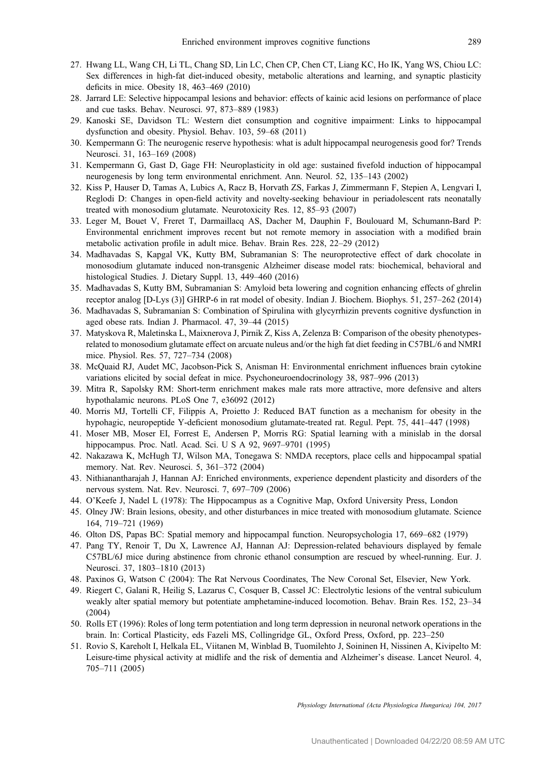27. Hwang LL, Wang CH, Li TL, Chang SD, Lin LC, Chen CP, Chen CT, Liang KC, Ho IK, Yang WS, Chiou LC: Sex differences in high-fat diet-induced obesity, metabolic alterations and learning, and synaptic plasticity deficits in mice. Obesity 18, 463–469 (2010)
28. Jarrard LE: Selective hippocampal lesions and behavior: effects of kainic acid lesions on performance of place and cue tasks. Behav. Neurosci. 97, 873–889 (1983)
29. Kanoski SE, Davidson TL: Western diet consumption and cognitive impairment: Links to hippocampal dysfunction and obesity. Physiol. Behav. 103, 59–68 (2011)
30. Kempermann G: The neurogenic reserve hypothesis: what is adult hippocampal neurogenesis good for? Trends Neurosci. 31, 163–169 (2008)
31. Kempermann G, Gast D, Gage FH: Neuroplasticity in old age: sustained fivefold induction of hippocampal neurogenesis by long term environmental enrichment. Ann. Neurol. 52, 135–143 (2002)
32. Kiss P, Hauser D, Tamas A, Lubics A, Racz B, Horvath ZS, Farkas J, Zimmermann F, Stepien A, Lengvari I, Reglodi D: Changes in open-field activity and novelty-seeking behaviour in periadolescent rats neonatally treated with monosodium glutamate. Neurotoxicity Res. 12, 85–93 (2007)
33. Leger M, Bouet V, Freret T, Darmaillacq AS, Dacher M, Dauphin F, Boulouard M, Schumann-Bard P: Environmental enrichment improves recent but not remote memory in association with a modified brain metabolic activation profile in adult mice. Behav. Brain Res. 228, 22–29 (2012)
34. Madhavadas S, Kapgal VK, Kutty BM, Subramanian S: The neuroprotective effect of dark chocolate in monosodium glutamate induced non-transgenic Alzheimer disease model rats: biochemical, behavioral and histological Studies. J. Dietary Suppl. 13, 449–460 (2016)
35. Madhavadas S, Kutty BM, Subramanian S: Amyloid beta lowering and cognition enhancing effects of ghrelin receptor analog [D-Lys (3)] GHRP-6 in rat model of obesity. Indian J. Biochem. Biophys. 51, 257–262 (2014)
36. Madhavadas S, Subramanian S: Combination of Spirulina with glycyrrhizin prevents cognitive dysfunction in aged obese rats. Indian J. Pharmacol. 47, 39–44 (2015)
37. Matyskova R, Maletinska L, Maixnerova J, Pirnik Z, Kiss A, Zelenza B: Comparison of the obesity phenotypes-related to monosodium glutamate effect on arcuate nucleus and/or the high fat diet feeding in C57BL/6 and NMRI mice. Physiol. Res. 57, 727–734 (2008)
38. McQuaid RJ, Audet MC, Jacobson-Pick S, Anisman H: Environmental enrichment influences brain cytokine variations elicited by social defeat in mice. Psychoneuroendocrinology 38, 987–996 (2013)
39. Mitra R, Sapolsky RM: Short-term enrichment makes male rats more attractive, more defensive and alters hypothalamic neurons. PLoS One 7, e36092 (2012)
40. Morris MJ, Tortelli CF, Filippis A, Proietto J: Reduced BAT function as a mechanism for obesity in the hypohagic, neuropeptide Y-deficient monosodium glutamate-treated rat. Regul. Pept. 75, 441–447 (1998)
41. Moser MB, Moser EI, Forrest E, Andersen P, Morris RG: Spatial learning with a minislab in the dorsal hippocampus. Proc. Natl. Acad. Sci. U S A 92, 9697–9701 (1995)
42. Nakazawa K, McHugh TJ, Wilson MA, Tonegawa S: NMDA receptors, place cells and hippocampal spatial memory. Nat. Rev. Neurosci. 5, 361–372 (2004)
43. Nithianantharajah J, Hannan AJ: Enriched environments, experience dependent plasticity and disorders of the nervous system. Nat. Rev. Neurosci. 7, 697–709 (2006)
44. O'Keefe J, Nadel L (1978): The Hippocampus as a Cognitive Map, Oxford University Press, London
45. Olney JW: Brain lesions, obesity, and other disturbances in mice treated with monosodium glutamate. Science 164, 719–721 (1969)
46. Olton DS, Papas BC: Spatial memory and hippocampal function. Neuropsychologia 17, 669–682 (1979)
47. Pang TY, Renoir T, Du X, Lawrence AJ, Hannan AJ: Depression-related behaviours displayed by female C57BL/6J mice during abstinence from chronic ethanol consumption are rescued by wheel-running. Eur. J. Neurosci. 37, 1803–1810 (2013)
48. Paxinos G, Watson C (2004): The Rat Nervous Coordinates, The New Coronal Set, Elsevier, New York.
49. Riegert C, Galani R, Heilig S, Lazarus C, Cosquer B, Cassel JC: Electrolytic lesions of the ventral subiculum weakly alter spatial memory but potentiate amphetamine-induced locomotion. Behav. Brain Res. 152, 23–34 (2004)
50. Rolls ET (1996): Roles of long term potentiation and long term depression in neuronal network operations in the brain. In: Cortical Plasticity, eds Fazeli MS, Collingridge GL, Oxford Press, Oxford, pp. 223–250
51. Rovio S, Kareholt I, Helkala EL, Viitanen M, Winblad B, Tuomilehto J, Soininen H, Nissinen A, Kivipelto M: Leisure-time physical activity at midlife and the risk of dementia and Alzheimer's disease. Lancet Neurol. 4, 705–711 (2005)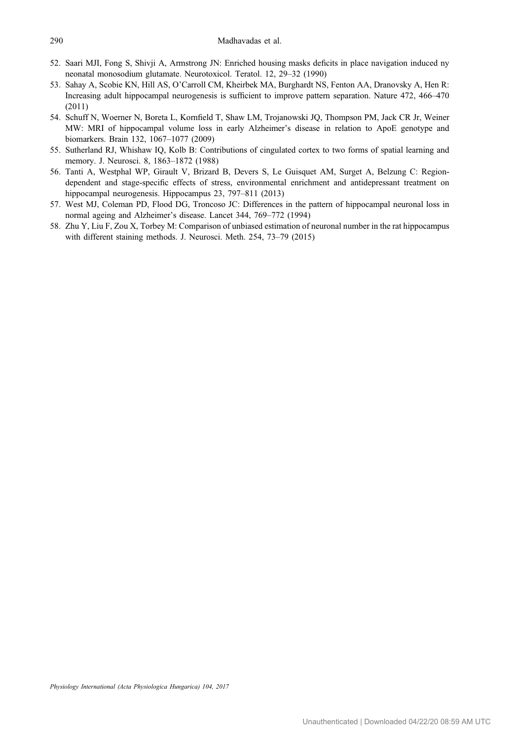52. Saari MJI, Fong S, Shivji A, Armstrong JN: Enriched housing masks deficits in place navigation induced ny neonatal monosodium glutamate. Neurotoxicol. Teratol. 12, 29–32 (1990)
53. Sahay A, Scobie KN, Hill AS, O'Carroll CM, Kheirbek MA, Burghardt NS, Fenton AA, Dranovsky A, Hen R: Increasing adult hippocampal neurogenesis is sufficient to improve pattern separation. Nature 472, 466–470 (2011)
54. Schuff N, Woerner N, Boreta L, Kornfield T, Shaw LM, Trojanowski JQ, Thompson PM, Jack CR Jr, Weiner MW: MRI of hippocampal volume loss in early Alzheimer's disease in relation to ApoE genotype and biomarkers. Brain 132, 1067–1077 (2009)
55. Sutherland RJ, Whishaw IQ, Kolb B: Contributions of cingulated cortex to two forms of spatial learning and memory. J. Neurosci. 8, 1863–1872 (1988)
56. Tanti A, Westphal WP, Girault V, Brizard B, Devers S, Le Guisquet AM, Surget A, Belzung C: Region-dependent and stage-specific effects of stress, environmental enrichment and antidepressant treatment on hippocampal neurogenesis. Hippocampus 23, 797–811 (2013)
57. West MJ, Coleman PD, Flood DG, Troncoso JC: Differences in the pattern of hippocampal neuronal loss in normal ageing and Alzheimer's disease. Lancet 344, 769–772 (1994)
58. Zhu Y, Liu F, Zou X, Torbey M: Comparison of unbiased estimation of neuronal number in the rat hippocampus with different staining methods. J. Neurosci. Meth. 254, 73–79 (2015)